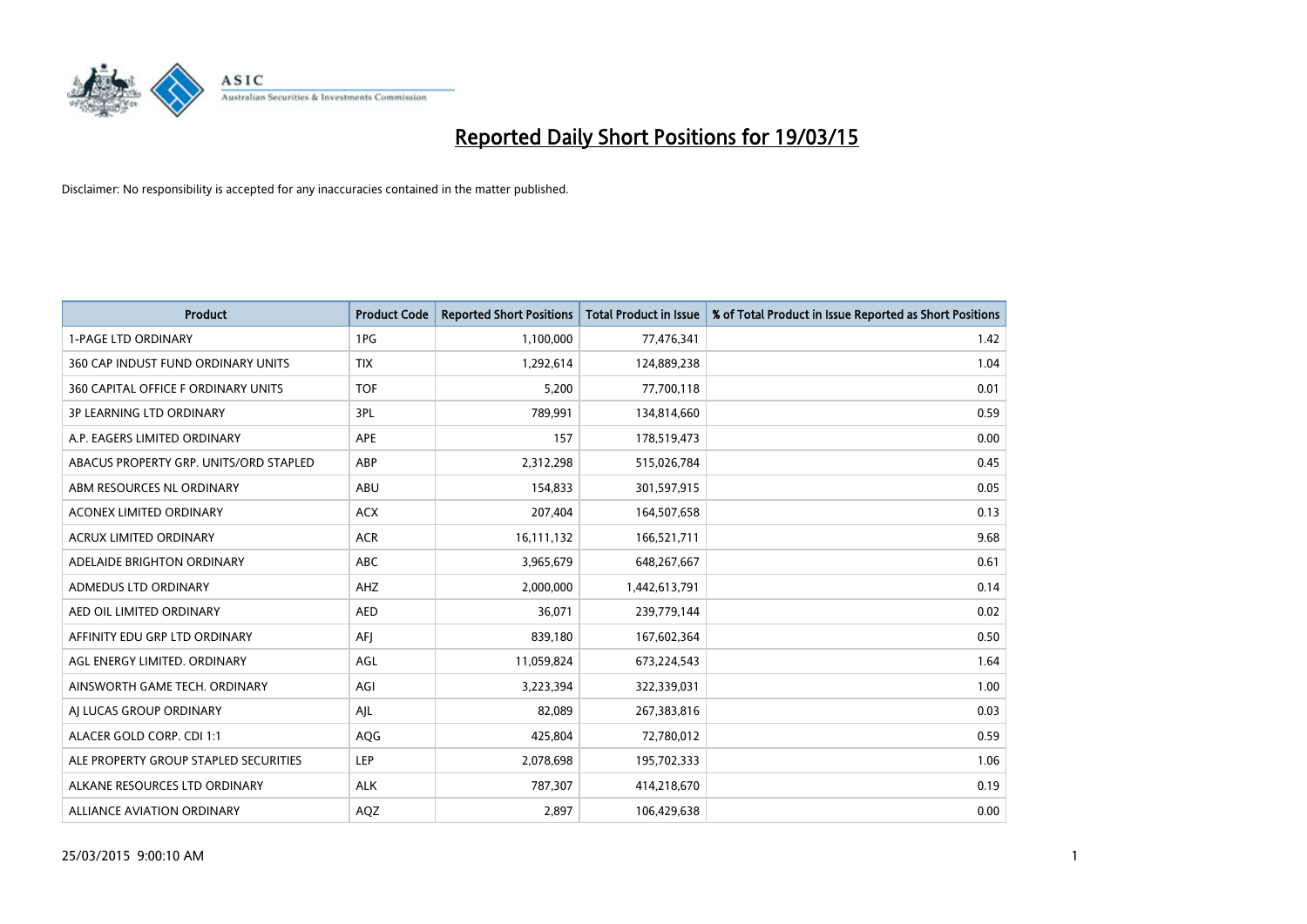# Reported Daily Short Positions for 19/03/15

Disclaimer: No responsibility is accepted for any inaccuracies contained in the matter published.

| Product | Product Code | Reported Short Positions | Total Product in Issue | % of Total Product in Issue Reported as Short Positions |
|---|---|---|---|---|
| 1-PAGE LTD ORDINARY | 1PG | 1,100,000 | 77,476,341 | 1.42 |
| 360 CAP INDUST FUND ORDINARY UNITS | TIX | 1,292,614 | 124,889,238 | 1.04 |
| 360 CAPITAL OFFICE F ORDINARY UNITS | TOF | 5,200 | 77,700,118 | 0.01 |
| 3P LEARNING LTD ORDINARY | 3PL | 789,991 | 134,814,660 | 0.59 |
| A.P. EAGERS LIMITED ORDINARY | APE | 157 | 178,519,473 | 0.00 |
| ABACUS PROPERTY GRP. UNITS/ORD STAPLED | ABP | 2,312,298 | 515,026,784 | 0.45 |
| ABM RESOURCES NL ORDINARY | ABU | 154,833 | 301,597,915 | 0.05 |
| ACONEX LIMITED ORDINARY | ACX | 207,404 | 164,507,658 | 0.13 |
| ACRUX LIMITED ORDINARY | ACR | 16,111,132 | 166,521,711 | 9.68 |
| ADELAIDE BRIGHTON ORDINARY | ABC | 3,965,679 | 648,267,667 | 0.61 |
| ADMEDUS LTD ORDINARY | AHZ | 2,000,000 | 1,442,613,791 | 0.14 |
| AED OIL LIMITED ORDINARY | AED | 36,071 | 239,779,144 | 0.02 |
| AFFINITY EDU GRP LTD ORDINARY | AFJ | 839,180 | 167,602,364 | 0.50 |
| AGL ENERGY LIMITED. ORDINARY | AGL | 11,059,824 | 673,224,543 | 1.64 |
| AINSWORTH GAME TECH. ORDINARY | AGI | 3,223,394 | 322,339,031 | 1.00 |
| AJ LUCAS GROUP ORDINARY | AJL | 82,089 | 267,383,816 | 0.03 |
| ALACER GOLD CORP. CDI 1:1 | AQG | 425,804 | 72,780,012 | 0.59 |
| ALE PROPERTY GROUP STAPLED SECURITIES | LEP | 2,078,698 | 195,702,333 | 1.06 |
| ALKANE RESOURCES LTD ORDINARY | ALK | 787,307 | 414,218,670 | 0.19 |
| ALLIANCE AVIATION ORDINARY | AQZ | 2,897 | 106,429,638 | 0.00 |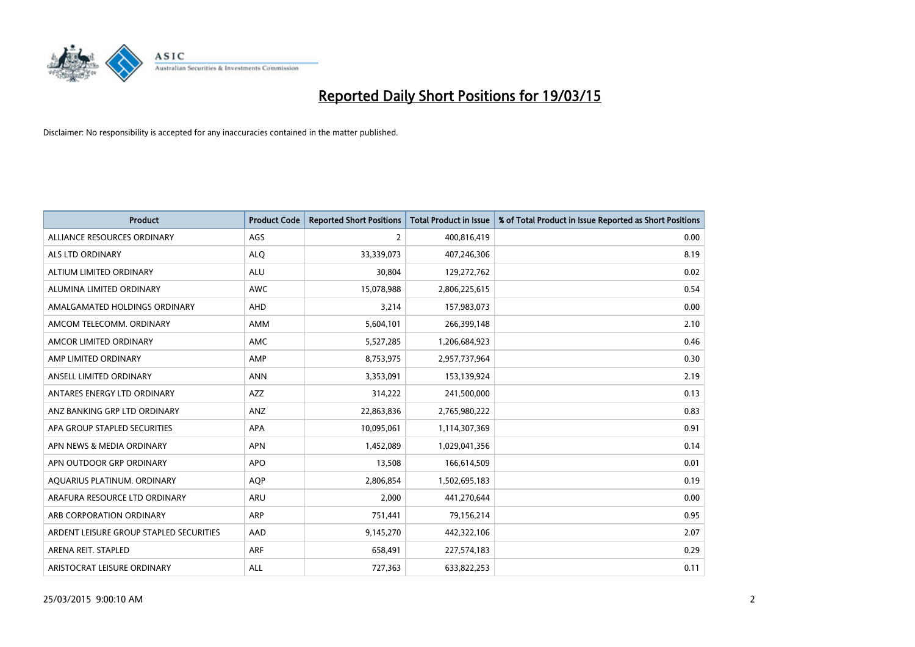# Reported Daily Short Positions for 19/03/15

Disclaimer: No responsibility is accepted for any inaccuracies contained in the matter published.

| Product | Product Code | Reported Short Positions | Total Product in Issue | % of Total Product in Issue Reported as Short Positions |
|---|---|---|---|---|
| ALLIANCE RESOURCES ORDINARY | AGS | 2 | 400,816,419 | 0.00 |
| ALS LTD ORDINARY | ALQ | 33,339,073 | 407,246,306 | 8.19 |
| ALTIUM LIMITED ORDINARY | ALU | 30,804 | 129,272,762 | 0.02 |
| ALUMINA LIMITED ORDINARY | AWC | 15,078,988 | 2,806,225,615 | 0.54 |
| AMALGAMATED HOLDINGS ORDINARY | AHD | 3,214 | 157,983,073 | 0.00 |
| AMCOM TELECOMM. ORDINARY | AMM | 5,604,101 | 266,399,148 | 2.10 |
| AMCOR LIMITED ORDINARY | AMC | 5,527,285 | 1,206,684,923 | 0.46 |
| AMP LIMITED ORDINARY | AMP | 8,753,975 | 2,957,737,964 | 0.30 |
| ANSELL LIMITED ORDINARY | ANN | 3,353,091 | 153,139,924 | 2.19 |
| ANTARES ENERGY LTD ORDINARY | AZZ | 314,222 | 241,500,000 | 0.13 |
| ANZ BANKING GRP LTD ORDINARY | ANZ | 22,863,836 | 2,765,980,222 | 0.83 |
| APA GROUP STAPLED SECURITIES | APA | 10,095,061 | 1,114,307,369 | 0.91 |
| APN NEWS & MEDIA ORDINARY | APN | 1,452,089 | 1,029,041,356 | 0.14 |
| APN OUTDOOR GRP ORDINARY | APO | 13,508 | 166,614,509 | 0.01 |
| AQUARIUS PLATINUM. ORDINARY | AQP | 2,806,854 | 1,502,695,183 | 0.19 |
| ARAFURA RESOURCE LTD ORDINARY | ARU | 2,000 | 441,270,644 | 0.00 |
| ARB CORPORATION ORDINARY | ARP | 751,441 | 79,156,214 | 0.95 |
| ARDENT LEISURE GROUP STAPLED SECURITIES | AAD | 9,145,270 | 442,322,106 | 2.07 |
| ARENA REIT. STAPLED | ARF | 658,491 | 227,574,183 | 0.29 |
| ARISTOCRAT LEISURE ORDINARY | ALL | 727,363 | 633,822,253 | 0.11 |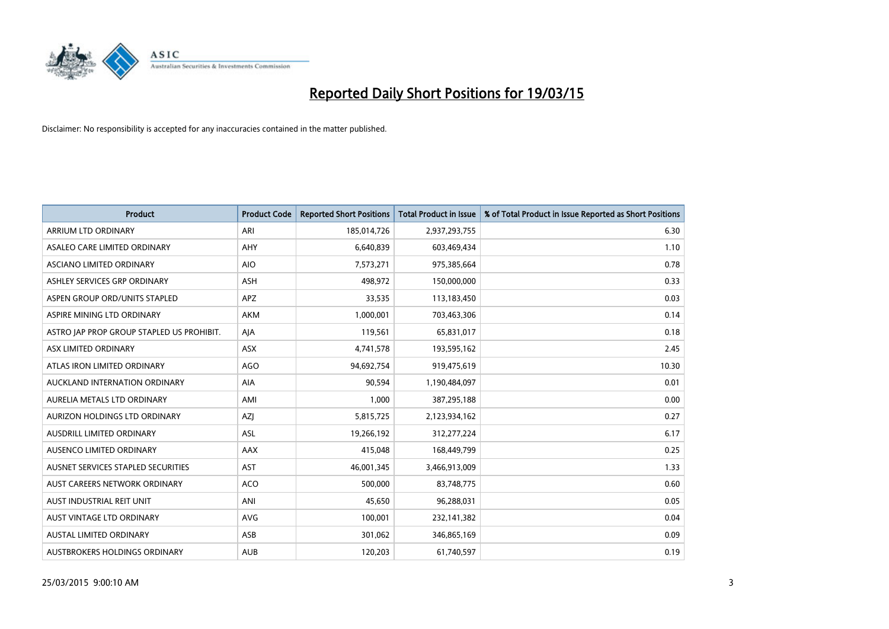# Reported Daily Short Positions for 19/03/15

Disclaimer: No responsibility is accepted for any inaccuracies contained in the matter published.

| Product | Product Code | Reported Short Positions | Total Product in Issue | % of Total Product in Issue Reported as Short Positions |
|---|---|---|---|---|
| ARRIUM LTD ORDINARY | ARI | 185,014,726 | 2,937,293,755 | 6.30 |
| ASALEO CARE LIMITED ORDINARY | AHY | 6,640,839 | 603,469,434 | 1.10 |
| ASCIANO LIMITED ORDINARY | AIO | 7,573,271 | 975,385,664 | 0.78 |
| ASHLEY SERVICES GRP ORDINARY | ASH | 498,972 | 150,000,000 | 0.33 |
| ASPEN GROUP ORD/UNITS STAPLED | APZ | 33,535 | 113,183,450 | 0.03 |
| ASPIRE MINING LTD ORDINARY | AKM | 1,000,001 | 703,463,306 | 0.14 |
| ASTRO JAP PROP GROUP STAPLED US PROHIBIT. | AJA | 119,561 | 65,831,017 | 0.18 |
| ASX LIMITED ORDINARY | ASX | 4,741,578 | 193,595,162 | 2.45 |
| ATLAS IRON LIMITED ORDINARY | AGO | 94,692,754 | 919,475,619 | 10.30 |
| AUCKLAND INTERNATION ORDINARY | AIA | 90,594 | 1,190,484,097 | 0.01 |
| AURELIA METALS LTD ORDINARY | AMI | 1,000 | 387,295,188 | 0.00 |
| AURIZON HOLDINGS LTD ORDINARY | AZJ | 5,815,725 | 2,123,934,162 | 0.27 |
| AUSDRILL LIMITED ORDINARY | ASL | 19,266,192 | 312,277,224 | 6.17 |
| AUSENCO LIMITED ORDINARY | AAX | 415,048 | 168,449,799 | 0.25 |
| AUSNET SERVICES STAPLED SECURITIES | AST | 46,001,345 | 3,466,913,009 | 1.33 |
| AUST CAREERS NETWORK ORDINARY | ACO | 500,000 | 83,748,775 | 0.60 |
| AUST INDUSTRIAL REIT UNIT | ANI | 45,650 | 96,288,031 | 0.05 |
| AUST VINTAGE LTD ORDINARY | AVG | 100,001 | 232,141,382 | 0.04 |
| AUSTAL LIMITED ORDINARY | ASB | 301,062 | 346,865,169 | 0.09 |
| AUSTBROKERS HOLDINGS ORDINARY | AUB | 120,203 | 61,740,597 | 0.19 |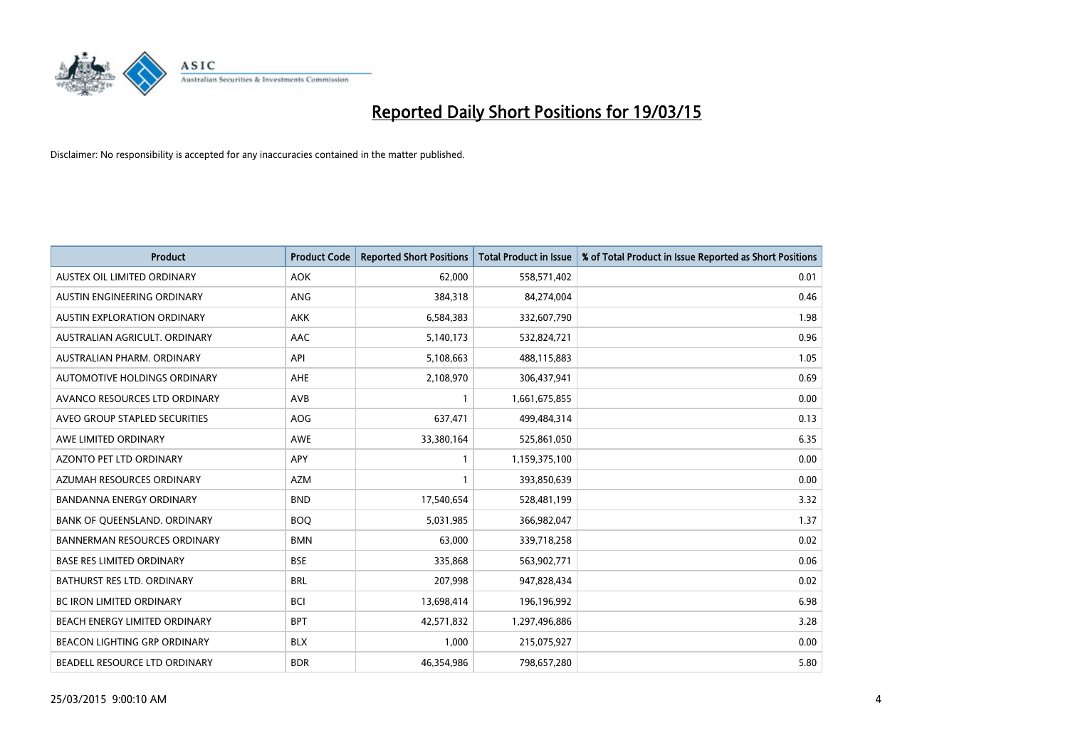# Reported Daily Short Positions for 19/03/15

Disclaimer: No responsibility is accepted for any inaccuracies contained in the matter published.

| Product | Product Code | Reported Short Positions | Total Product in Issue | % of Total Product in Issue Reported as Short Positions |
|---|---|---|---|---|
| AUSTEX OIL LIMITED ORDINARY | AOK | 62,000 | 558,571,402 | 0.01 |
| AUSTIN ENGINEERING ORDINARY | ANG | 384,318 | 84,274,004 | 0.46 |
| AUSTIN EXPLORATION ORDINARY | AKK | 6,584,383 | 332,607,790 | 1.98 |
| AUSTRALIAN AGRICULT. ORDINARY | AAC | 5,140,173 | 532,824,721 | 0.96 |
| AUSTRALIAN PHARM. ORDINARY | API | 5,108,663 | 488,115,883 | 1.05 |
| AUTOMOTIVE HOLDINGS ORDINARY | AHE | 2,108,970 | 306,437,941 | 0.69 |
| AVANCO RESOURCES LTD ORDINARY | AVB | 1 | 1,661,675,855 | 0.00 |
| AVEO GROUP STAPLED SECURITIES | AOG | 637,471 | 499,484,314 | 0.13 |
| AWE LIMITED ORDINARY | AWE | 33,380,164 | 525,861,050 | 6.35 |
| AZONTO PET LTD ORDINARY | APY | 1 | 1,159,375,100 | 0.00 |
| AZUMAH RESOURCES ORDINARY | AZM | 1 | 393,850,639 | 0.00 |
| BANDANNA ENERGY ORDINARY | BND | 17,540,654 | 528,481,199 | 3.32 |
| BANK OF QUEENSLAND. ORDINARY | BOQ | 5,031,985 | 366,982,047 | 1.37 |
| BANNERMAN RESOURCES ORDINARY | BMN | 63,000 | 339,718,258 | 0.02 |
| BASE RES LIMITED ORDINARY | BSE | 335,868 | 563,902,771 | 0.06 |
| BATHURST RES LTD. ORDINARY | BRL | 207,998 | 947,828,434 | 0.02 |
| BC IRON LIMITED ORDINARY | BCI | 13,698,414 | 196,196,992 | 6.98 |
| BEACH ENERGY LIMITED ORDINARY | BPT | 42,571,832 | 1,297,496,886 | 3.28 |
| BEACON LIGHTING GRP ORDINARY | BLX | 1,000 | 215,075,927 | 0.00 |
| BEADELL RESOURCE LTD ORDINARY | BDR | 46,354,986 | 798,657,280 | 5.80 |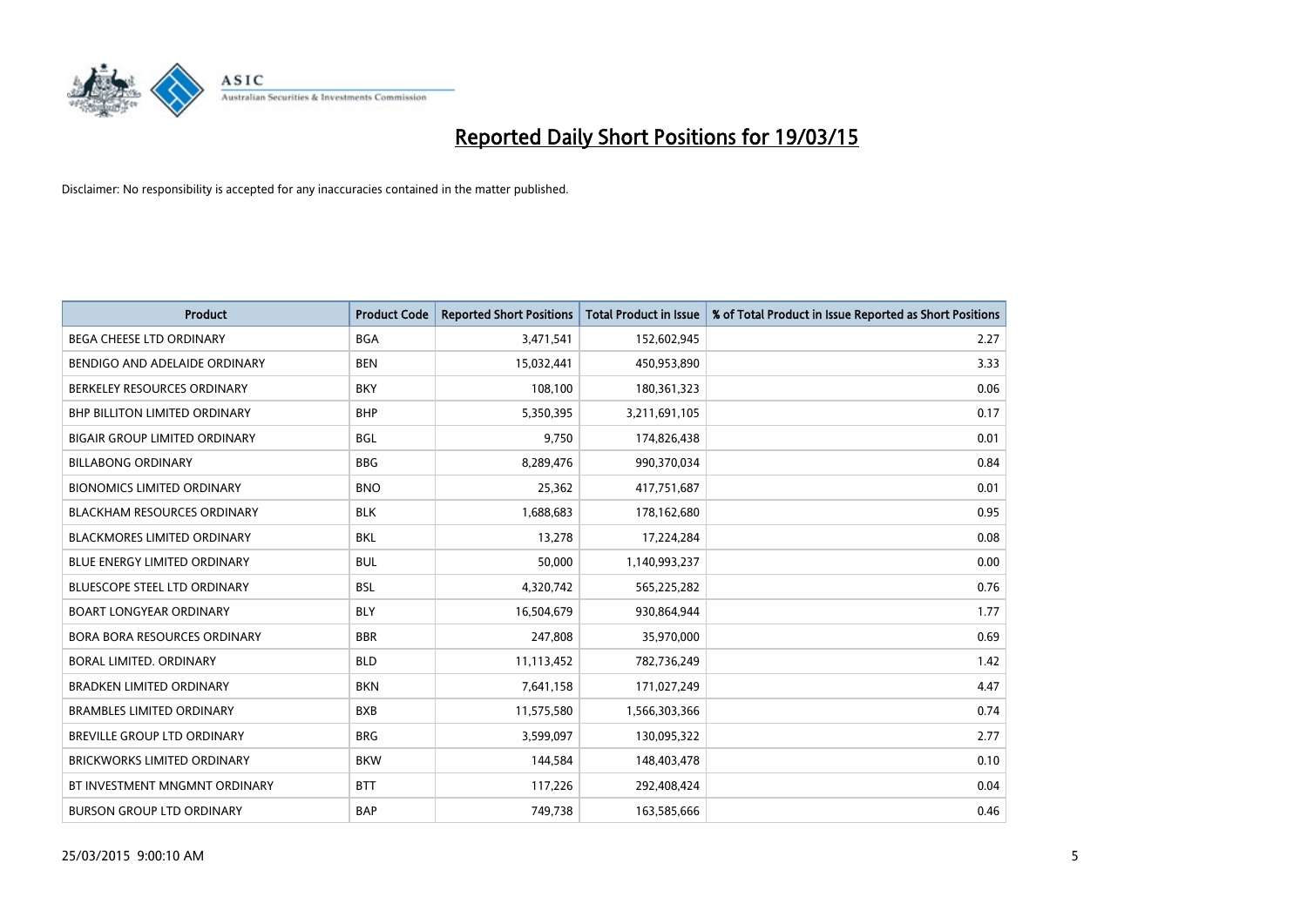# Reported Daily Short Positions for 19/03/15

Disclaimer: No responsibility is accepted for any inaccuracies contained in the matter published.

| Product | Product Code | Reported Short Positions | Total Product in Issue | % of Total Product in Issue Reported as Short Positions |
|---|---|---|---|---|
| BEGA CHEESE LTD ORDINARY | BGA | 3,471,541 | 152,602,945 | 2.27 |
| BENDIGO AND ADELAIDE ORDINARY | BEN | 15,032,441 | 450,953,890 | 3.33 |
| BERKELEY RESOURCES ORDINARY | BKY | 108,100 | 180,361,323 | 0.06 |
| BHP BILLITON LIMITED ORDINARY | BHP | 5,350,395 | 3,211,691,105 | 0.17 |
| BIGAIR GROUP LIMITED ORDINARY | BGL | 9,750 | 174,826,438 | 0.01 |
| BILLABONG ORDINARY | BBG | 8,289,476 | 990,370,034 | 0.84 |
| BIONOMICS LIMITED ORDINARY | BNO | 25,362 | 417,751,687 | 0.01 |
| BLACKHAM RESOURCES ORDINARY | BLK | 1,688,683 | 178,162,680 | 0.95 |
| BLACKMORES LIMITED ORDINARY | BKL | 13,278 | 17,224,284 | 0.08 |
| BLUE ENERGY LIMITED ORDINARY | BUL | 50,000 | 1,140,993,237 | 0.00 |
| BLUESCOPE STEEL LTD ORDINARY | BSL | 4,320,742 | 565,225,282 | 0.76 |
| BOART LONGYEAR ORDINARY | BLY | 16,504,679 | 930,864,944 | 1.77 |
| BORA BORA RESOURCES ORDINARY | BBR | 247,808 | 35,970,000 | 0.69 |
| BORAL LIMITED. ORDINARY | BLD | 11,113,452 | 782,736,249 | 1.42 |
| BRADKEN LIMITED ORDINARY | BKN | 7,641,158 | 171,027,249 | 4.47 |
| BRAMBLES LIMITED ORDINARY | BXB | 11,575,580 | 1,566,303,366 | 0.74 |
| BREVILLE GROUP LTD ORDINARY | BRG | 3,599,097 | 130,095,322 | 2.77 |
| BRICKWORKS LIMITED ORDINARY | BKW | 144,584 | 148,403,478 | 0.10 |
| BT INVESTMENT MNGMNT ORDINARY | BTT | 117,226 | 292,408,424 | 0.04 |
| BURSON GROUP LTD ORDINARY | BAP | 749,738 | 163,585,666 | 0.46 |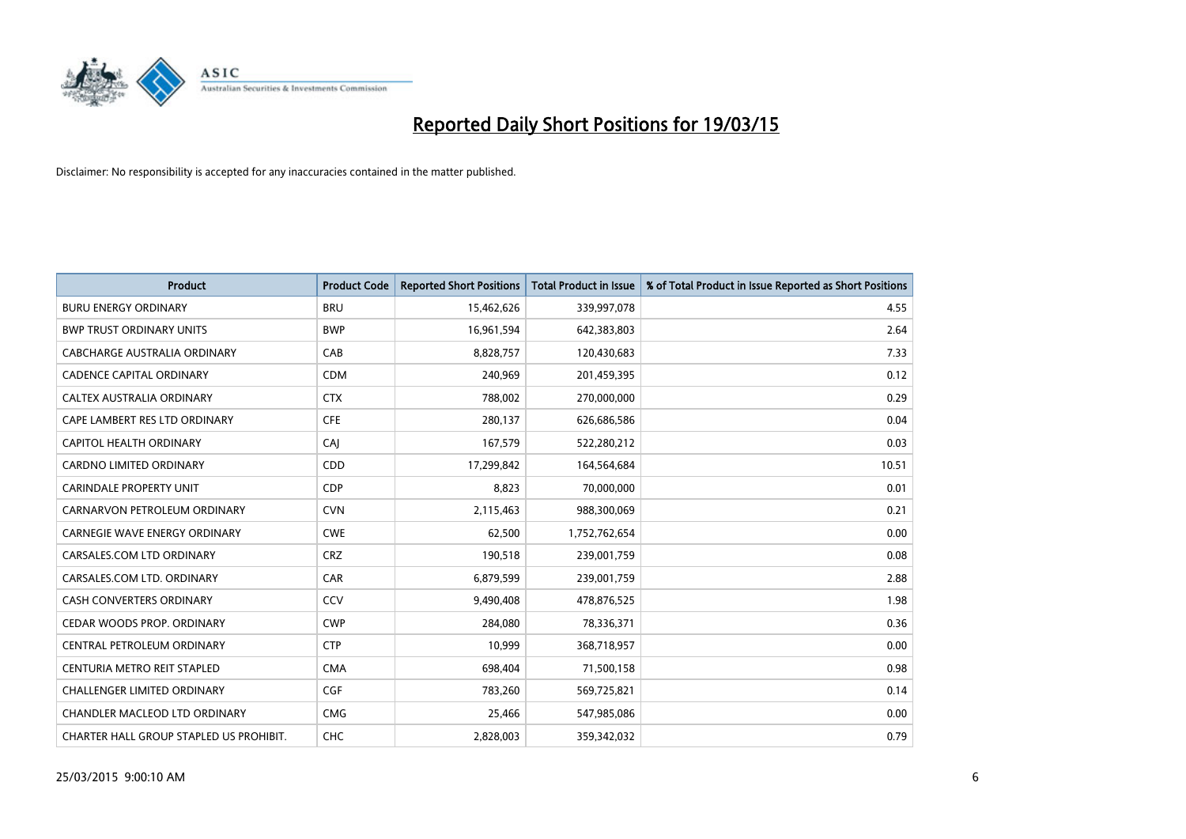# Reported Daily Short Positions for 19/03/15

Disclaimer: No responsibility is accepted for any inaccuracies contained in the matter published.

| Product | Product Code | Reported Short Positions | Total Product in Issue | % of Total Product in Issue Reported as Short Positions |
|---|---|---|---|---|
| BURU ENERGY ORDINARY | BRU | 15,462,626 | 339,997,078 | 4.55 |
| BWP TRUST ORDINARY UNITS | BWP | 16,961,594 | 642,383,803 | 2.64 |
| CABCHARGE AUSTRALIA ORDINARY | CAB | 8,828,757 | 120,430,683 | 7.33 |
| CADENCE CAPITAL ORDINARY | CDM | 240,969 | 201,459,395 | 0.12 |
| CALTEX AUSTRALIA ORDINARY | CTX | 788,002 | 270,000,000 | 0.29 |
| CAPE LAMBERT RES LTD ORDINARY | CFE | 280,137 | 626,686,586 | 0.04 |
| CAPITOL HEALTH ORDINARY | CAJ | 167,579 | 522,280,212 | 0.03 |
| CARDNO LIMITED ORDINARY | CDD | 17,299,842 | 164,564,684 | 10.51 |
| CARINDALE PROPERTY UNIT | CDP | 8,823 | 70,000,000 | 0.01 |
| CARNARVON PETROLEUM ORDINARY | CVN | 2,115,463 | 988,300,069 | 0.21 |
| CARNEGIE WAVE ENERGY ORDINARY | CWE | 62,500 | 1,752,762,654 | 0.00 |
| CARSALES.COM LTD ORDINARY | CRZ | 190,518 | 239,001,759 | 0.08 |
| CARSALES.COM LTD. ORDINARY | CAR | 6,879,599 | 239,001,759 | 2.88 |
| CASH CONVERTERS ORDINARY | CCV | 9,490,408 | 478,876,525 | 1.98 |
| CEDAR WOODS PROP. ORDINARY | CWP | 284,080 | 78,336,371 | 0.36 |
| CENTRAL PETROLEUM ORDINARY | CTP | 10,999 | 368,718,957 | 0.00 |
| CENTURIA METRO REIT STAPLED | CMA | 698,404 | 71,500,158 | 0.98 |
| CHALLENGER LIMITED ORDINARY | CGF | 783,260 | 569,725,821 | 0.14 |
| CHANDLER MACLEOD LTD ORDINARY | CMG | 25,466 | 547,985,086 | 0.00 |
| CHARTER HALL GROUP STAPLED US PROHIBIT. | CHC | 2,828,003 | 359,342,032 | 0.79 |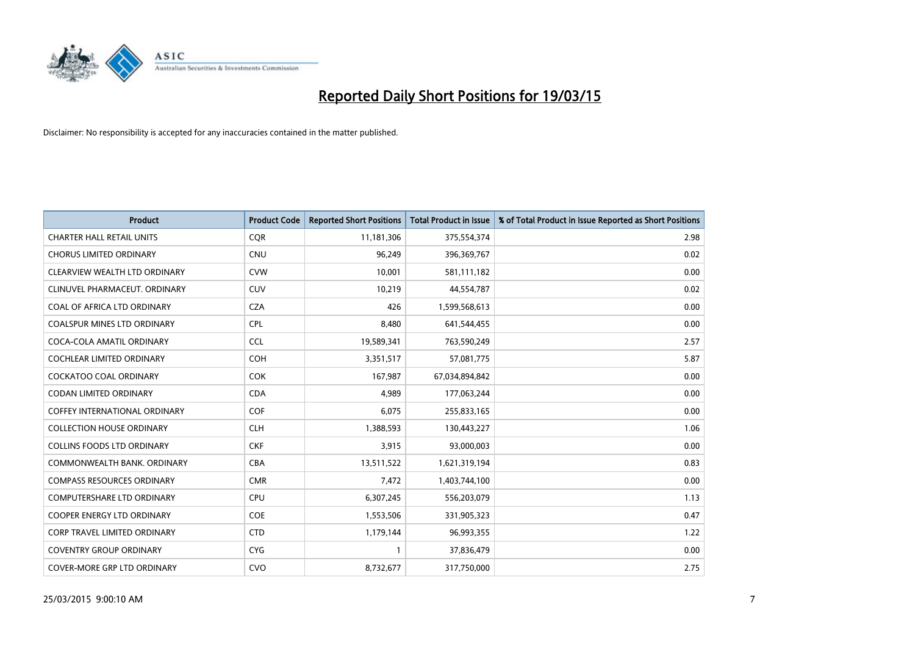# Reported Daily Short Positions for 19/03/15

Disclaimer: No responsibility is accepted for any inaccuracies contained in the matter published.

| Product | Product Code | Reported Short Positions | Total Product in Issue | % of Total Product in Issue Reported as Short Positions |
|---|---|---|---|---|
| CHARTER HALL RETAIL UNITS | CQR | 11,181,306 | 375,554,374 | 2.98 |
| CHORUS LIMITED ORDINARY | CNU | 96,249 | 396,369,767 | 0.02 |
| CLEARVIEW WEALTH LTD ORDINARY | CVW | 10,001 | 581,111,182 | 0.00 |
| CLINUVEL PHARMACEUT. ORDINARY | CUV | 10,219 | 44,554,787 | 0.02 |
| COAL OF AFRICA LTD ORDINARY | CZA | 426 | 1,599,568,613 | 0.00 |
| COALSPUR MINES LTD ORDINARY | CPL | 8,480 | 641,544,455 | 0.00 |
| COCA-COLA AMATIL ORDINARY | CCL | 19,589,341 | 763,590,249 | 2.57 |
| COCHLEAR LIMITED ORDINARY | COH | 3,351,517 | 57,081,775 | 5.87 |
| COCKATOO COAL ORDINARY | COK | 167,987 | 67,034,894,842 | 0.00 |
| CODAN LIMITED ORDINARY | CDA | 4,989 | 177,063,244 | 0.00 |
| COFFEY INTERNATIONAL ORDINARY | COF | 6,075 | 255,833,165 | 0.00 |
| COLLECTION HOUSE ORDINARY | CLH | 1,388,593 | 130,443,227 | 1.06 |
| COLLINS FOODS LTD ORDINARY | CKF | 3,915 | 93,000,003 | 0.00 |
| COMMONWEALTH BANK. ORDINARY | CBA | 13,511,522 | 1,621,319,194 | 0.83 |
| COMPASS RESOURCES ORDINARY | CMR | 7,472 | 1,403,744,100 | 0.00 |
| COMPUTERSHARE LTD ORDINARY | CPU | 6,307,245 | 556,203,079 | 1.13 |
| COOPER ENERGY LTD ORDINARY | COE | 1,553,506 | 331,905,323 | 0.47 |
| CORP TRAVEL LIMITED ORDINARY | CTD | 1,179,144 | 96,993,355 | 1.22 |
| COVENTRY GROUP ORDINARY | CYG | 1 | 37,836,479 | 0.00 |
| COVER-MORE GRP LTD ORDINARY | CVO | 8,732,677 | 317,750,000 | 2.75 |

25/03/2015 9:00:10 AM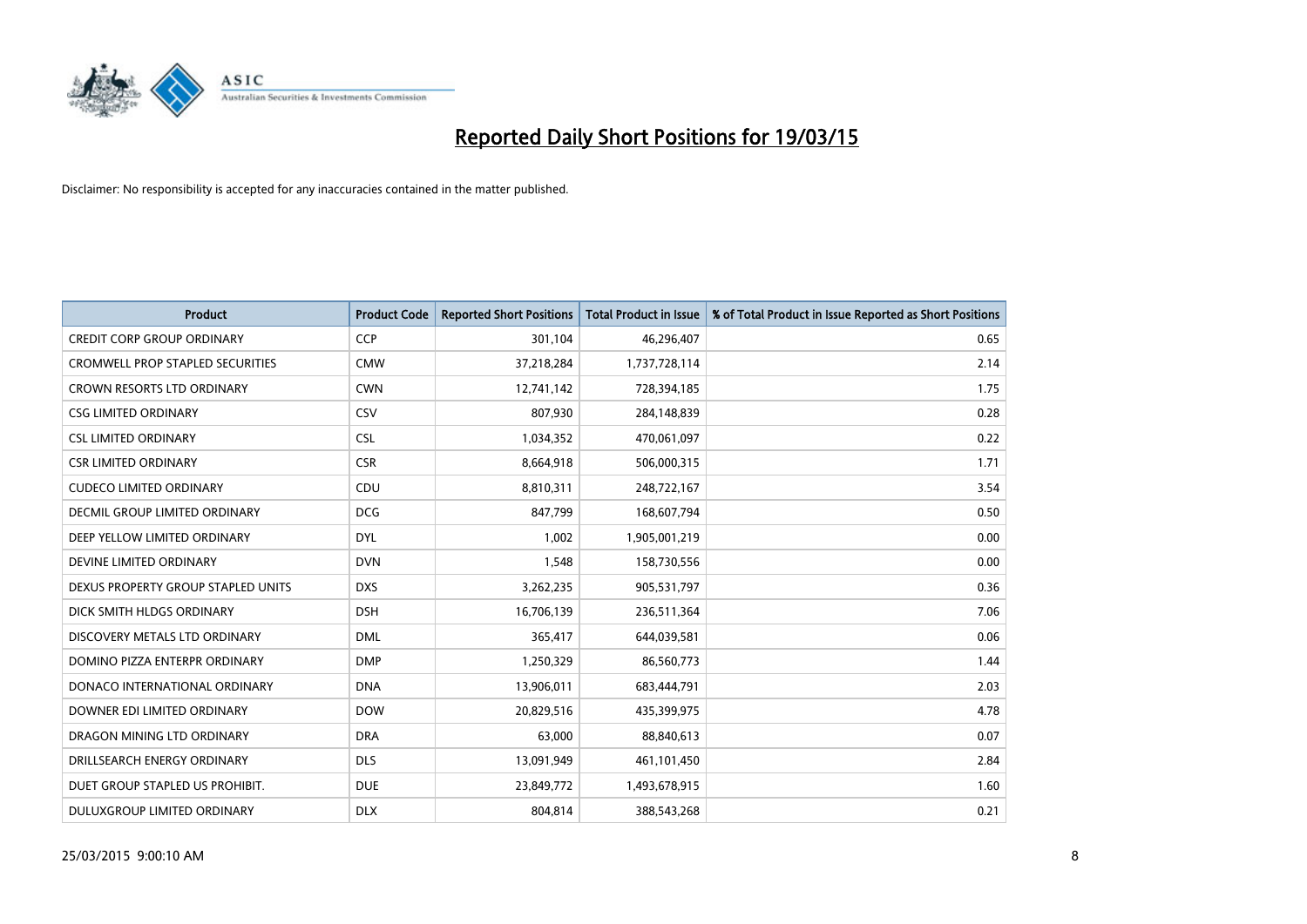# Reported Daily Short Positions for 19/03/15

Disclaimer: No responsibility is accepted for any inaccuracies contained in the matter published.

| Product | Product Code | Reported Short Positions | Total Product in Issue | % of Total Product in Issue Reported as Short Positions |
|---|---|---|---|---|
| CREDIT CORP GROUP ORDINARY | CCP | 301,104 | 46,296,407 | 0.65 |
| CROMWELL PROP STAPLED SECURITIES | CMW | 37,218,284 | 1,737,728,114 | 2.14 |
| CROWN RESORTS LTD ORDINARY | CWN | 12,741,142 | 728,394,185 | 1.75 |
| CSG LIMITED ORDINARY | CSV | 807,930 | 284,148,839 | 0.28 |
| CSL LIMITED ORDINARY | CSL | 1,034,352 | 470,061,097 | 0.22 |
| CSR LIMITED ORDINARY | CSR | 8,664,918 | 506,000,315 | 1.71 |
| CUDECO LIMITED ORDINARY | CDU | 8,810,311 | 248,722,167 | 3.54 |
| DECMIL GROUP LIMITED ORDINARY | DCG | 847,799 | 168,607,794 | 0.50 |
| DEEP YELLOW LIMITED ORDINARY | DYL | 1,002 | 1,905,001,219 | 0.00 |
| DEVINE LIMITED ORDINARY | DVN | 1,548 | 158,730,556 | 0.00 |
| DEXUS PROPERTY GROUP STAPLED UNITS | DXS | 3,262,235 | 905,531,797 | 0.36 |
| DICK SMITH HLDGS ORDINARY | DSH | 16,706,139 | 236,511,364 | 7.06 |
| DISCOVERY METALS LTD ORDINARY | DML | 365,417 | 644,039,581 | 0.06 |
| DOMINO PIZZA ENTERPR ORDINARY | DMP | 1,250,329 | 86,560,773 | 1.44 |
| DONACO INTERNATIONAL ORDINARY | DNA | 13,906,011 | 683,444,791 | 2.03 |
| DOWNER EDI LIMITED ORDINARY | DOW | 20,829,516 | 435,399,975 | 4.78 |
| DRAGON MINING LTD ORDINARY | DRA | 63,000 | 88,840,613 | 0.07 |
| DRILLSEARCH ENERGY ORDINARY | DLS | 13,091,949 | 461,101,450 | 2.84 |
| DUET GROUP STAPLED US PROHIBIT. | DUE | 23,849,772 | 1,493,678,915 | 1.60 |
| DULUXGROUP LIMITED ORDINARY | DLX | 804,814 | 388,543,268 | 0.21 |

25/03/2015 9:00:10 AM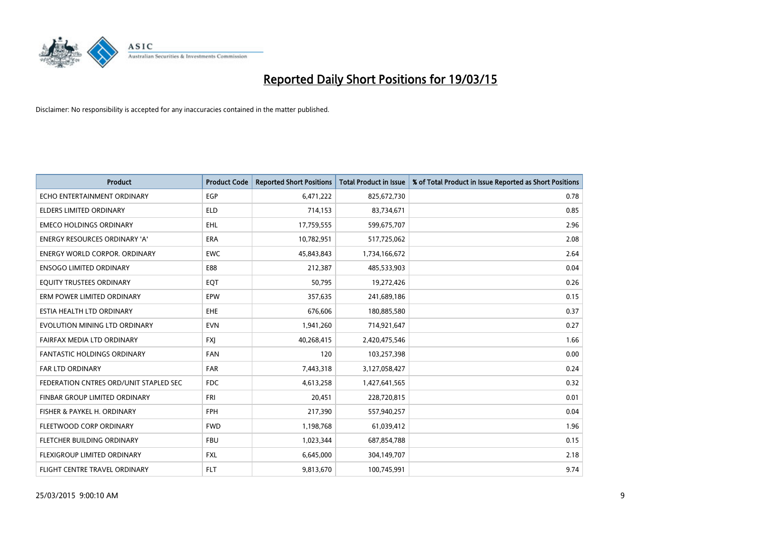# Reported Daily Short Positions for 19/03/15

Disclaimer: No responsibility is accepted for any inaccuracies contained in the matter published.

| Product | Product Code | Reported Short Positions | Total Product in Issue | % of Total Product in Issue Reported as Short Positions |
|---|---|---|---|---|
| ECHO ENTERTAINMENT ORDINARY | EGP | 6,471,222 | 825,672,730 | 0.78 |
| ELDERS LIMITED ORDINARY | ELD | 714,153 | 83,734,671 | 0.85 |
| EMECO HOLDINGS ORDINARY | EHL | 17,759,555 | 599,675,707 | 2.96 |
| ENERGY RESOURCES ORDINARY 'A' | ERA | 10,782,951 | 517,725,062 | 2.08 |
| ENERGY WORLD CORPOR. ORDINARY | EWC | 45,843,843 | 1,734,166,672 | 2.64 |
| ENSOGO LIMITED ORDINARY | E88 | 212,387 | 485,533,903 | 0.04 |
| EQUITY TRUSTEES ORDINARY | EQT | 50,795 | 19,272,426 | 0.26 |
| ERM POWER LIMITED ORDINARY | EPW | 357,635 | 241,689,186 | 0.15 |
| ESTIA HEALTH LTD ORDINARY | EHE | 676,606 | 180,885,580 | 0.37 |
| EVOLUTION MINING LTD ORDINARY | EVN | 1,941,260 | 714,921,647 | 0.27 |
| FAIRFAX MEDIA LTD ORDINARY | FXJ | 40,268,415 | 2,420,475,546 | 1.66 |
| FANTASTIC HOLDINGS ORDINARY | FAN | 120 | 103,257,398 | 0.00 |
| FAR LTD ORDINARY | FAR | 7,443,318 | 3,127,058,427 | 0.24 |
| FEDERATION CNTRES ORD/UNIT STAPLED SEC | FDC | 4,613,258 | 1,427,641,565 | 0.32 |
| FINBAR GROUP LIMITED ORDINARY | FRI | 20,451 | 228,720,815 | 0.01 |
| FISHER & PAYKEL H. ORDINARY | FPH | 217,390 | 557,940,257 | 0.04 |
| FLEETWOOD CORP ORDINARY | FWD | 1,198,768 | 61,039,412 | 1.96 |
| FLETCHER BUILDING ORDINARY | FBU | 1,023,344 | 687,854,788 | 0.15 |
| FLEXIGROUP LIMITED ORDINARY | FXL | 6,645,000 | 304,149,707 | 2.18 |
| FLIGHT CENTRE TRAVEL ORDINARY | FLT | 9,813,670 | 100,745,991 | 9.74 |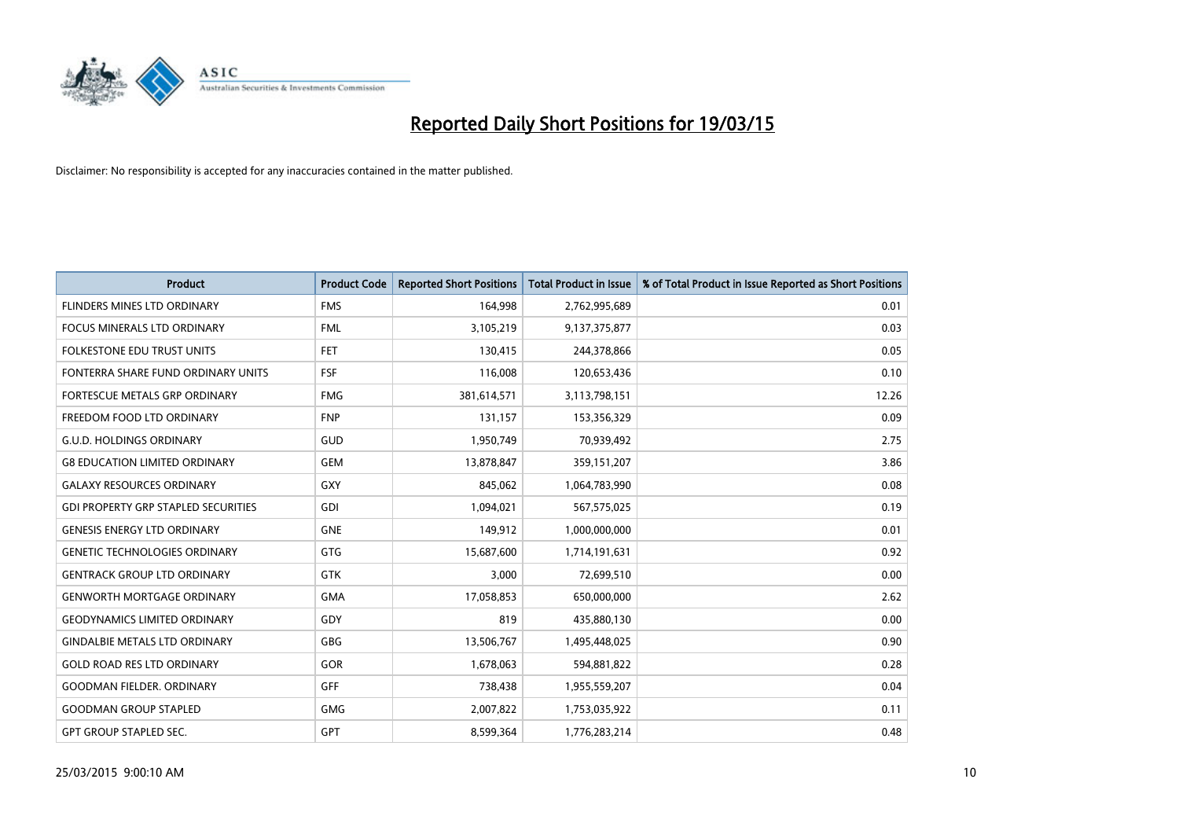# Reported Daily Short Positions for 19/03/15

Disclaimer: No responsibility is accepted for any inaccuracies contained in the matter published.

| Product | Product Code | Reported Short Positions | Total Product in Issue | % of Total Product in Issue Reported as Short Positions |
|---|---|---|---|---|
| FLINDERS MINES LTD ORDINARY | FMS | 164,998 | 2,762,995,689 | 0.01 |
| FOCUS MINERALS LTD ORDINARY | FML | 3,105,219 | 9,137,375,877 | 0.03 |
| FOLKESTONE EDU TRUST UNITS | FET | 130,415 | 244,378,866 | 0.05 |
| FONTERRA SHARE FUND ORDINARY UNITS | FSF | 116,008 | 120,653,436 | 0.10 |
| FORTESCUE METALS GRP ORDINARY | FMG | 381,614,571 | 3,113,798,151 | 12.26 |
| FREEDOM FOOD LTD ORDINARY | FNP | 131,157 | 153,356,329 | 0.09 |
| G.U.D. HOLDINGS ORDINARY | GUD | 1,950,749 | 70,939,492 | 2.75 |
| G8 EDUCATION LIMITED ORDINARY | GEM | 13,878,847 | 359,151,207 | 3.86 |
| GALAXY RESOURCES ORDINARY | GXY | 845,062 | 1,064,783,990 | 0.08 |
| GDI PROPERTY GRP STAPLED SECURITIES | GDI | 1,094,021 | 567,575,025 | 0.19 |
| GENESIS ENERGY LTD ORDINARY | GNE | 149,912 | 1,000,000,000 | 0.01 |
| GENETIC TECHNOLOGIES ORDINARY | GTG | 15,687,600 | 1,714,191,631 | 0.92 |
| GENTRACK GROUP LTD ORDINARY | GTK | 3,000 | 72,699,510 | 0.00 |
| GENWORTH MORTGAGE ORDINARY | GMA | 17,058,853 | 650,000,000 | 2.62 |
| GEODYNAMICS LIMITED ORDINARY | GDY | 819 | 435,880,130 | 0.00 |
| GINDALBIE METALS LTD ORDINARY | GBG | 13,506,767 | 1,495,448,025 | 0.90 |
| GOLD ROAD RES LTD ORDINARY | GOR | 1,678,063 | 594,881,822 | 0.28 |
| GOODMAN FIELDER. ORDINARY | GFF | 738,438 | 1,955,559,207 | 0.04 |
| GOODMAN GROUP STAPLED | GMG | 2,007,822 | 1,753,035,922 | 0.11 |
| GPT GROUP STAPLED SEC. | GPT | 8,599,364 | 1,776,283,214 | 0.48 |

25/03/2015 9:00:10 AM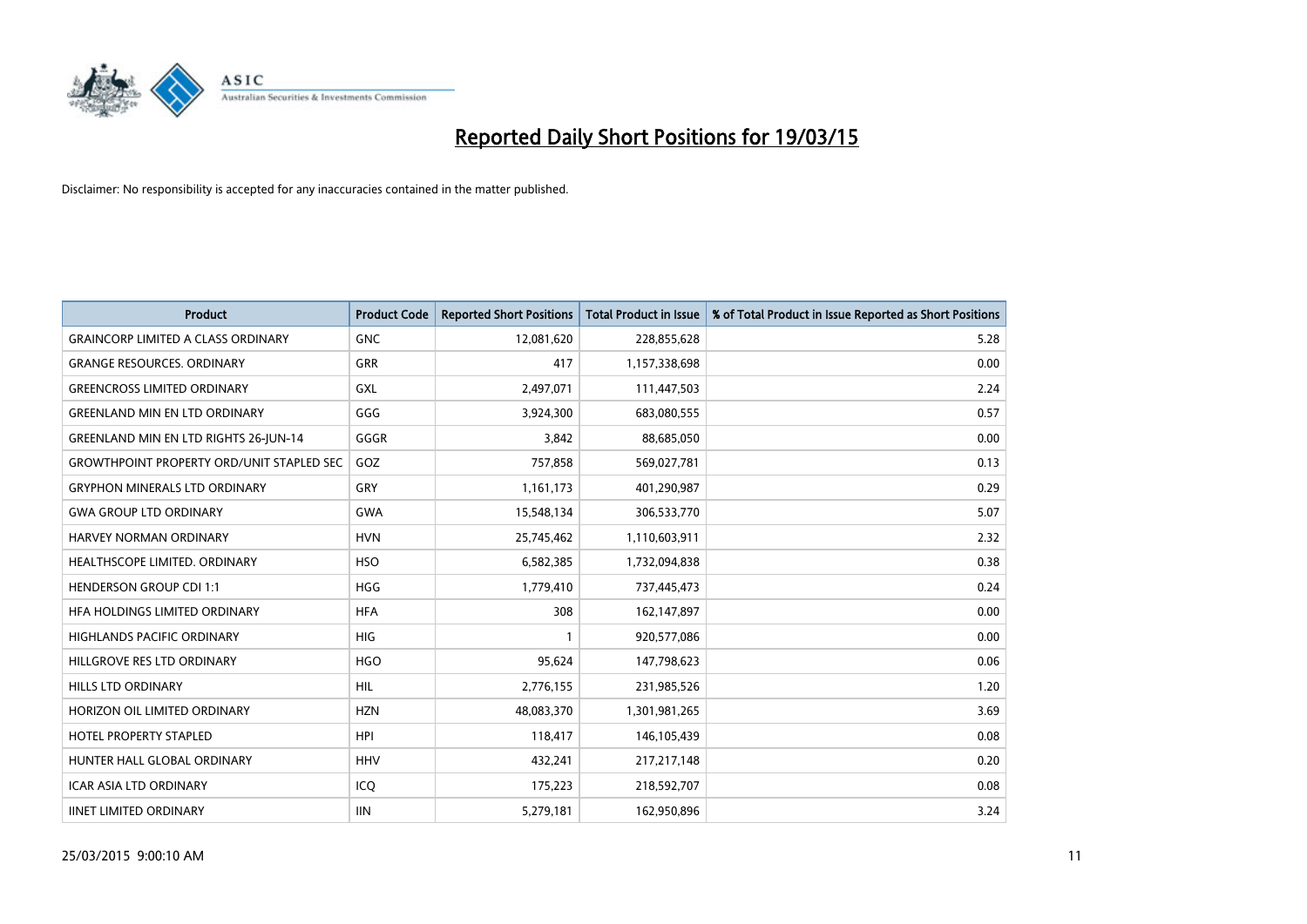# Reported Daily Short Positions for 19/03/15

Disclaimer: No responsibility is accepted for any inaccuracies contained in the matter published.

| Product | Product Code | Reported Short Positions | Total Product in Issue | % of Total Product in Issue Reported as Short Positions |
|---|---|---|---|---|
| GRAINCORP LIMITED A CLASS ORDINARY | GNC | 12,081,620 | 228,855,628 | 5.28 |
| GRANGE RESOURCES. ORDINARY | GRR | 417 | 1,157,338,698 | 0.00 |
| GREENCROSS LIMITED ORDINARY | GXL | 2,497,071 | 111,447,503 | 2.24 |
| GREENLAND MIN EN LTD ORDINARY | GGG | 3,924,300 | 683,080,555 | 0.57 |
| GREENLAND MIN EN LTD RIGHTS 26-JUN-14 | GGGR | 3,842 | 88,685,050 | 0.00 |
| GROWTHPOINT PROPERTY ORD/UNIT STAPLED SEC | GOZ | 757,858 | 569,027,781 | 0.13 |
| GRYPHON MINERALS LTD ORDINARY | GRY | 1,161,173 | 401,290,987 | 0.29 |
| GWA GROUP LTD ORDINARY | GWA | 15,548,134 | 306,533,770 | 5.07 |
| HARVEY NORMAN ORDINARY | HVN | 25,745,462 | 1,110,603,911 | 2.32 |
| HEALTHSCOPE LIMITED. ORDINARY | HSO | 6,582,385 | 1,732,094,838 | 0.38 |
| HENDERSON GROUP CDI 1:1 | HGG | 1,779,410 | 737,445,473 | 0.24 |
| HFA HOLDINGS LIMITED ORDINARY | HFA | 308 | 162,147,897 | 0.00 |
| HIGHLANDS PACIFIC ORDINARY | HIG | 1 | 920,577,086 | 0.00 |
| HILLGROVE RES LTD ORDINARY | HGO | 95,624 | 147,798,623 | 0.06 |
| HILLS LTD ORDINARY | HIL | 2,776,155 | 231,985,526 | 1.20 |
| HORIZON OIL LIMITED ORDINARY | HZN | 48,083,370 | 1,301,981,265 | 3.69 |
| HOTEL PROPERTY STAPLED | HPI | 118,417 | 146,105,439 | 0.08 |
| HUNTER HALL GLOBAL ORDINARY | HHV | 432,241 | 217,217,148 | 0.20 |
| ICAR ASIA LTD ORDINARY | ICQ | 175,223 | 218,592,707 | 0.08 |
| IINET LIMITED ORDINARY | IIN | 5,279,181 | 162,950,896 | 3.24 |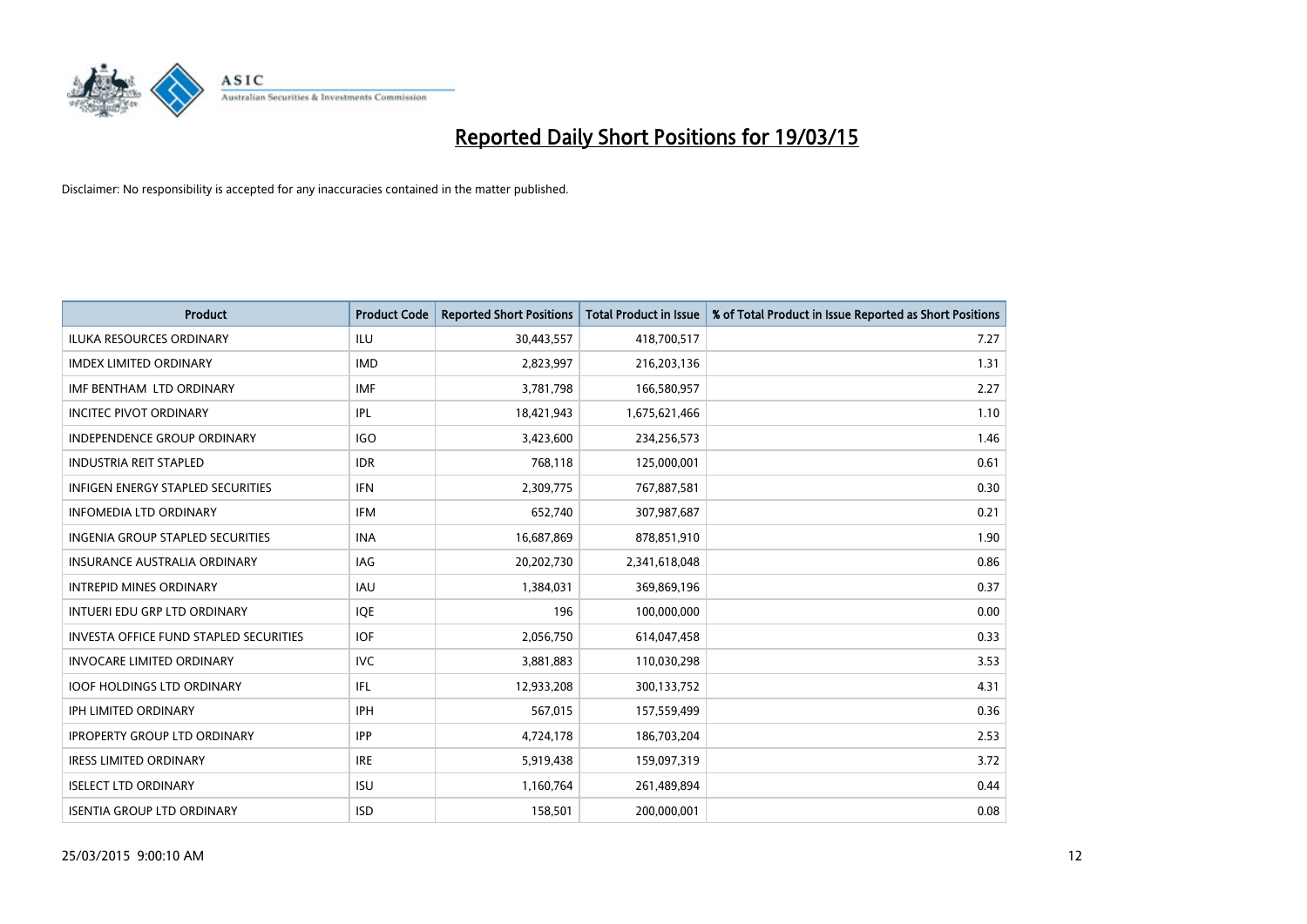# Reported Daily Short Positions for 19/03/15

Disclaimer: No responsibility is accepted for any inaccuracies contained in the matter published.

| Product | Product Code | Reported Short Positions | Total Product in Issue | % of Total Product in Issue Reported as Short Positions |
|---|---|---|---|---|
| ILUKA RESOURCES ORDINARY | ILU | 30,443,557 | 418,700,517 | 7.27 |
| IMDEX LIMITED ORDINARY | IMD | 2,823,997 | 216,203,136 | 1.31 |
| IMF BENTHAM LTD ORDINARY | IMF | 3,781,798 | 166,580,957 | 2.27 |
| INCITEC PIVOT ORDINARY | IPL | 18,421,943 | 1,675,621,466 | 1.10 |
| INDEPENDENCE GROUP ORDINARY | IGO | 3,423,600 | 234,256,573 | 1.46 |
| INDUSTRIA REIT STAPLED | IDR | 768,118 | 125,000,001 | 0.61 |
| INFIGEN ENERGY STAPLED SECURITIES | IFN | 2,309,775 | 767,887,581 | 0.30 |
| INFOMEDIA LTD ORDINARY | IFM | 652,740 | 307,987,687 | 0.21 |
| INGENIA GROUP STAPLED SECURITIES | INA | 16,687,869 | 878,851,910 | 1.90 |
| INSURANCE AUSTRALIA ORDINARY | IAG | 20,202,730 | 2,341,618,048 | 0.86 |
| INTREPID MINES ORDINARY | IAU | 1,384,031 | 369,869,196 | 0.37 |
| INTUERI EDU GRP LTD ORDINARY | IQE | 196 | 100,000,000 | 0.00 |
| INVESTA OFFICE FUND STAPLED SECURITIES | IOF | 2,056,750 | 614,047,458 | 0.33 |
| INVOCARE LIMITED ORDINARY | IVC | 3,881,883 | 110,030,298 | 3.53 |
| IOOF HOLDINGS LTD ORDINARY | IFL | 12,933,208 | 300,133,752 | 4.31 |
| IPH LIMITED ORDINARY | IPH | 567,015 | 157,559,499 | 0.36 |
| IPROPERTY GROUP LTD ORDINARY | IPP | 4,724,178 | 186,703,204 | 2.53 |
| IRESS LIMITED ORDINARY | IRE | 5,919,438 | 159,097,319 | 3.72 |
| ISELECT LTD ORDINARY | ISU | 1,160,764 | 261,489,894 | 0.44 |
| ISENTIA GROUP LTD ORDINARY | ISD | 158,501 | 200,000,001 | 0.08 |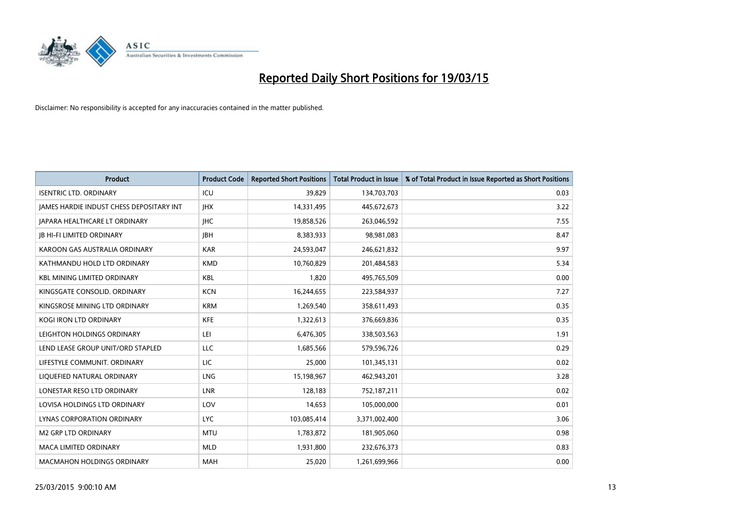# Reported Daily Short Positions for 19/03/15

Disclaimer: No responsibility is accepted for any inaccuracies contained in the matter published.

| Product | Product Code | Reported Short Positions | Total Product in Issue | % of Total Product in Issue Reported as Short Positions |
|---|---|---|---|---|
| ISENTRIC LTD. ORDINARY | ICU | 39,829 | 134,703,703 | 0.03 |
| JAMES HARDIE INDUST CHESS DEPOSITARY INT | JHX | 14,331,495 | 445,672,673 | 3.22 |
| JAPARA HEALTHCARE LT ORDINARY | JHC | 19,858,526 | 263,046,592 | 7.55 |
| JB HI-FI LIMITED ORDINARY | JBH | 8,383,933 | 98,981,083 | 8.47 |
| KAROON GAS AUSTRALIA ORDINARY | KAR | 24,593,047 | 246,621,832 | 9.97 |
| KATHMANDU HOLD LTD ORDINARY | KMD | 10,760,829 | 201,484,583 | 5.34 |
| KBL MINING LIMITED ORDINARY | KBL | 1,820 | 495,765,509 | 0.00 |
| KINGSGATE CONSOLID. ORDINARY | KCN | 16,244,655 | 223,584,937 | 7.27 |
| KINGSROSE MINING LTD ORDINARY | KRM | 1,269,540 | 358,611,493 | 0.35 |
| KOGI IRON LTD ORDINARY | KFE | 1,322,613 | 376,669,836 | 0.35 |
| LEIGHTON HOLDINGS ORDINARY | LEI | 6,476,305 | 338,503,563 | 1.91 |
| LEND LEASE GROUP UNIT/ORD STAPLED | LLC | 1,685,566 | 579,596,726 | 0.29 |
| LIFESTYLE COMMUNIT. ORDINARY | LIC | 25,000 | 101,345,131 | 0.02 |
| LIQUEFIED NATURAL ORDINARY | LNG | 15,198,967 | 462,943,201 | 3.28 |
| LONESTAR RESO LTD ORDINARY | LNR | 128,183 | 752,187,211 | 0.02 |
| LOVISA HOLDINGS LTD ORDINARY | LOV | 14,653 | 105,000,000 | 0.01 |
| LYNAS CORPORATION ORDINARY | LYC | 103,085,414 | 3,371,002,400 | 3.06 |
| M2 GRP LTD ORDINARY | MTU | 1,783,872 | 181,905,060 | 0.98 |
| MACA LIMITED ORDINARY | MLD | 1,931,800 | 232,676,373 | 0.83 |
| MACMAHON HOLDINGS ORDINARY | MAH | 25,020 | 1,261,699,966 | 0.00 |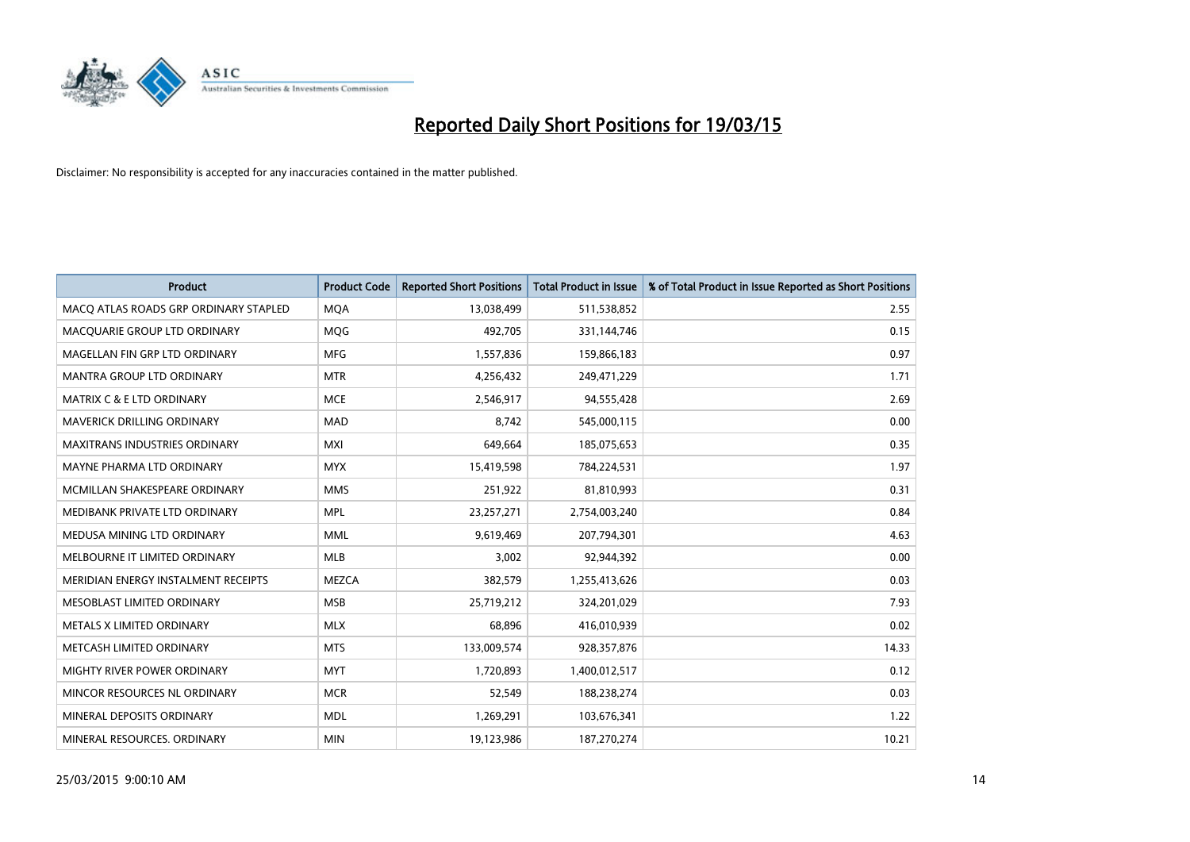# Reported Daily Short Positions for 19/03/15

Disclaimer: No responsibility is accepted for any inaccuracies contained in the matter published.

| Product | Product Code | Reported Short Positions | Total Product in Issue | % of Total Product in Issue Reported as Short Positions |
|---|---|---|---|---|
| MACQ ATLAS ROADS GRP ORDINARY STAPLED | MQA | 13,038,499 | 511,538,852 | 2.55 |
| MACQUARIE GROUP LTD ORDINARY | MQG | 492,705 | 331,144,746 | 0.15 |
| MAGELLAN FIN GRP LTD ORDINARY | MFG | 1,557,836 | 159,866,183 | 0.97 |
| MANTRA GROUP LTD ORDINARY | MTR | 4,256,432 | 249,471,229 | 1.71 |
| MATRIX C & E LTD ORDINARY | MCE | 2,546,917 | 94,555,428 | 2.69 |
| MAVERICK DRILLING ORDINARY | MAD | 8,742 | 545,000,115 | 0.00 |
| MAXITRANS INDUSTRIES ORDINARY | MXI | 649,664 | 185,075,653 | 0.35 |
| MAYNE PHARMA LTD ORDINARY | MYX | 15,419,598 | 784,224,531 | 1.97 |
| MCMILLAN SHAKESPEARE ORDINARY | MMS | 251,922 | 81,810,993 | 0.31 |
| MEDIBANK PRIVATE LTD ORDINARY | MPL | 23,257,271 | 2,754,003,240 | 0.84 |
| MEDUSA MINING LTD ORDINARY | MML | 9,619,469 | 207,794,301 | 4.63 |
| MELBOURNE IT LIMITED ORDINARY | MLB | 3,002 | 92,944,392 | 0.00 |
| MERIDIAN ENERGY INSTALMENT RECEIPTS | MEZCA | 382,579 | 1,255,413,626 | 0.03 |
| MESOBLAST LIMITED ORDINARY | MSB | 25,719,212 | 324,201,029 | 7.93 |
| METALS X LIMITED ORDINARY | MLX | 68,896 | 416,010,939 | 0.02 |
| METCASH LIMITED ORDINARY | MTS | 133,009,574 | 928,357,876 | 14.33 |
| MIGHTY RIVER POWER ORDINARY | MYT | 1,720,893 | 1,400,012,517 | 0.12 |
| MINCOR RESOURCES NL ORDINARY | MCR | 52,549 | 188,238,274 | 0.03 |
| MINERAL DEPOSITS ORDINARY | MDL | 1,269,291 | 103,676,341 | 1.22 |
| MINERAL RESOURCES. ORDINARY | MIN | 19,123,986 | 187,270,274 | 10.21 |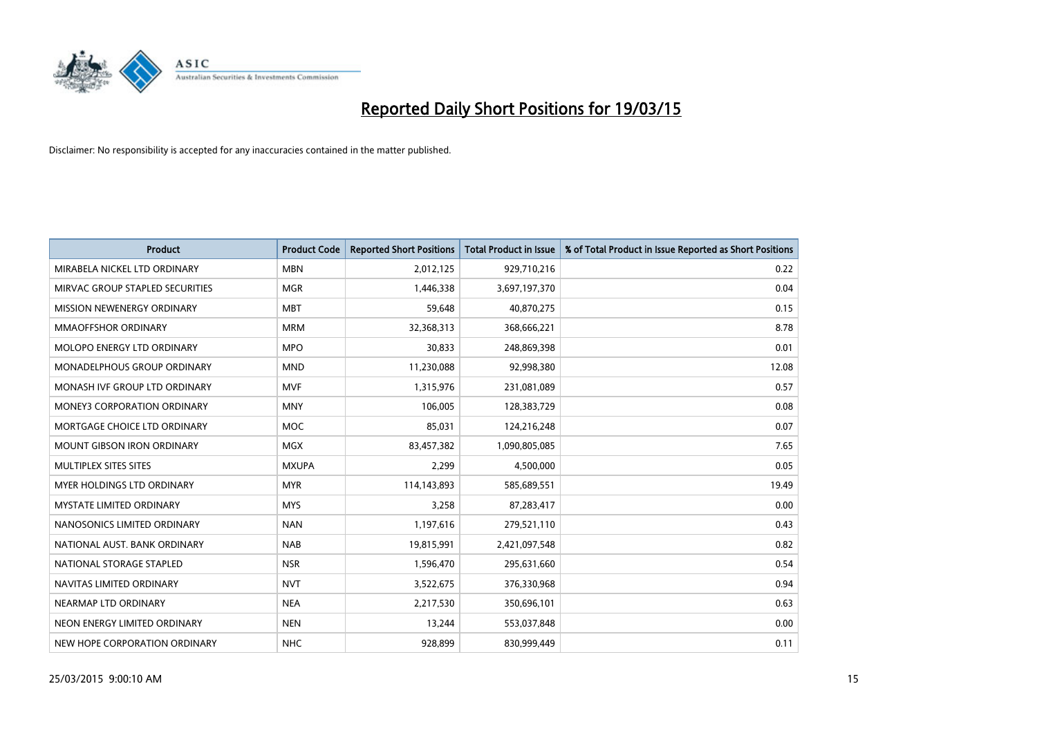# Reported Daily Short Positions for 19/03/15

Disclaimer: No responsibility is accepted for any inaccuracies contained in the matter published.

| Product | Product Code | Reported Short Positions | Total Product in Issue | % of Total Product in Issue Reported as Short Positions |
|---|---|---|---|---|
| MIRABELA NICKEL LTD ORDINARY | MBN | 2,012,125 | 929,710,216 | 0.22 |
| MIRVAC GROUP STAPLED SECURITIES | MGR | 1,446,338 | 3,697,197,370 | 0.04 |
| MISSION NEWENERGY ORDINARY | MBT | 59,648 | 40,870,275 | 0.15 |
| MMAOFFSHOR ORDINARY | MRM | 32,368,313 | 368,666,221 | 8.78 |
| MOLOPO ENERGY LTD ORDINARY | MPO | 30,833 | 248,869,398 | 0.01 |
| MONADELPHOUS GROUP ORDINARY | MND | 11,230,088 | 92,998,380 | 12.08 |
| MONASH IVF GROUP LTD ORDINARY | MVF | 1,315,976 | 231,081,089 | 0.57 |
| MONEY3 CORPORATION ORDINARY | MNY | 106,005 | 128,383,729 | 0.08 |
| MORTGAGE CHOICE LTD ORDINARY | MOC | 85,031 | 124,216,248 | 0.07 |
| MOUNT GIBSON IRON ORDINARY | MGX | 83,457,382 | 1,090,805,085 | 7.65 |
| MULTIPLEX SITES SITES | MXUPA | 2,299 | 4,500,000 | 0.05 |
| MYER HOLDINGS LTD ORDINARY | MYR | 114,143,893 | 585,689,551 | 19.49 |
| MYSTATE LIMITED ORDINARY | MYS | 3,258 | 87,283,417 | 0.00 |
| NANOSONICS LIMITED ORDINARY | NAN | 1,197,616 | 279,521,110 | 0.43 |
| NATIONAL AUST. BANK ORDINARY | NAB | 19,815,991 | 2,421,097,548 | 0.82 |
| NATIONAL STORAGE STAPLED | NSR | 1,596,470 | 295,631,660 | 0.54 |
| NAVITAS LIMITED ORDINARY | NVT | 3,522,675 | 376,330,968 | 0.94 |
| NEARMAP LTD ORDINARY | NEA | 2,217,530 | 350,696,101 | 0.63 |
| NEON ENERGY LIMITED ORDINARY | NEN | 13,244 | 553,037,848 | 0.00 |
| NEW HOPE CORPORATION ORDINARY | NHC | 928,899 | 830,999,449 | 0.11 |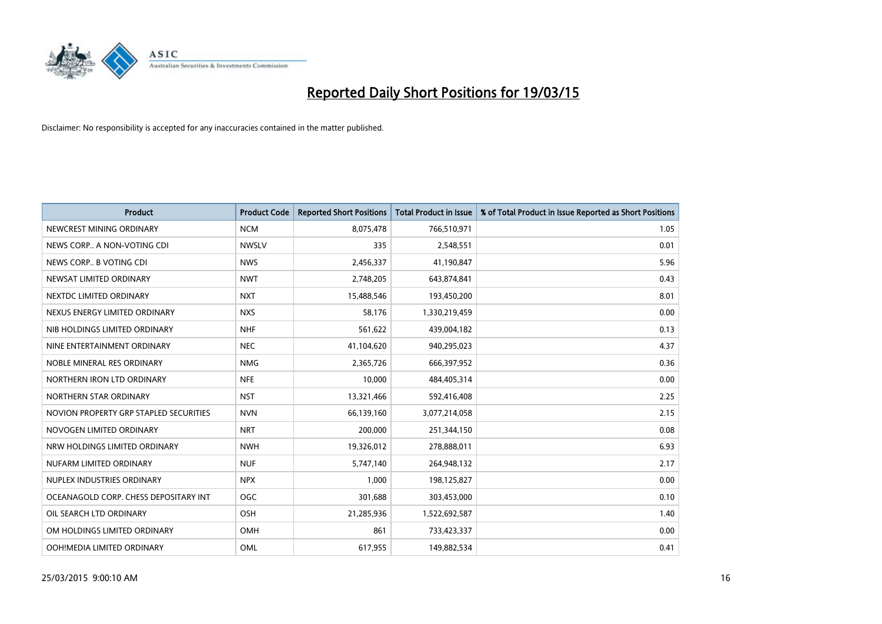# Reported Daily Short Positions for 19/03/15

Disclaimer: No responsibility is accepted for any inaccuracies contained in the matter published.

| Product | Product Code | Reported Short Positions | Total Product in Issue | % of Total Product in Issue Reported as Short Positions |
|---|---|---|---|---|
| NEWCREST MINING ORDINARY | NCM | 8,075,478 | 766,510,971 | 1.05 |
| NEWS CORP.. A NON-VOTING CDI | NWSLV | 335 | 2,548,551 | 0.01 |
| NEWS CORP.. B VOTING CDI | NWS | 2,456,337 | 41,190,847 | 5.96 |
| NEWSAT LIMITED ORDINARY | NWT | 2,748,205 | 643,874,841 | 0.43 |
| NEXTDC LIMITED ORDINARY | NXT | 15,488,546 | 193,450,200 | 8.01 |
| NEXUS ENERGY LIMITED ORDINARY | NXS | 58,176 | 1,330,219,459 | 0.00 |
| NIB HOLDINGS LIMITED ORDINARY | NHF | 561,622 | 439,004,182 | 0.13 |
| NINE ENTERTAINMENT ORDINARY | NEC | 41,104,620 | 940,295,023 | 4.37 |
| NOBLE MINERAL RES ORDINARY | NMG | 2,365,726 | 666,397,952 | 0.36 |
| NORTHERN IRON LTD ORDINARY | NFE | 10,000 | 484,405,314 | 0.00 |
| NORTHERN STAR ORDINARY | NST | 13,321,466 | 592,416,408 | 2.25 |
| NOVION PROPERTY GRP STAPLED SECURITIES | NVN | 66,139,160 | 3,077,214,058 | 2.15 |
| NOVOGEN LIMITED ORDINARY | NRT | 200,000 | 251,344,150 | 0.08 |
| NRW HOLDINGS LIMITED ORDINARY | NWH | 19,326,012 | 278,888,011 | 6.93 |
| NUFARM LIMITED ORDINARY | NUF | 5,747,140 | 264,948,132 | 2.17 |
| NUPLEX INDUSTRIES ORDINARY | NPX | 1,000 | 198,125,827 | 0.00 |
| OCEANAGOLD CORP. CHESS DEPOSITARY INT | OGC | 301,688 | 303,453,000 | 0.10 |
| OIL SEARCH LTD ORDINARY | OSH | 21,285,936 | 1,522,692,587 | 1.40 |
| OM HOLDINGS LIMITED ORDINARY | OMH | 861 | 733,423,337 | 0.00 |
| OOH!MEDIA LIMITED ORDINARY | OML | 617,955 | 149,882,534 | 0.41 |

25/03/2015 9:00:10 AM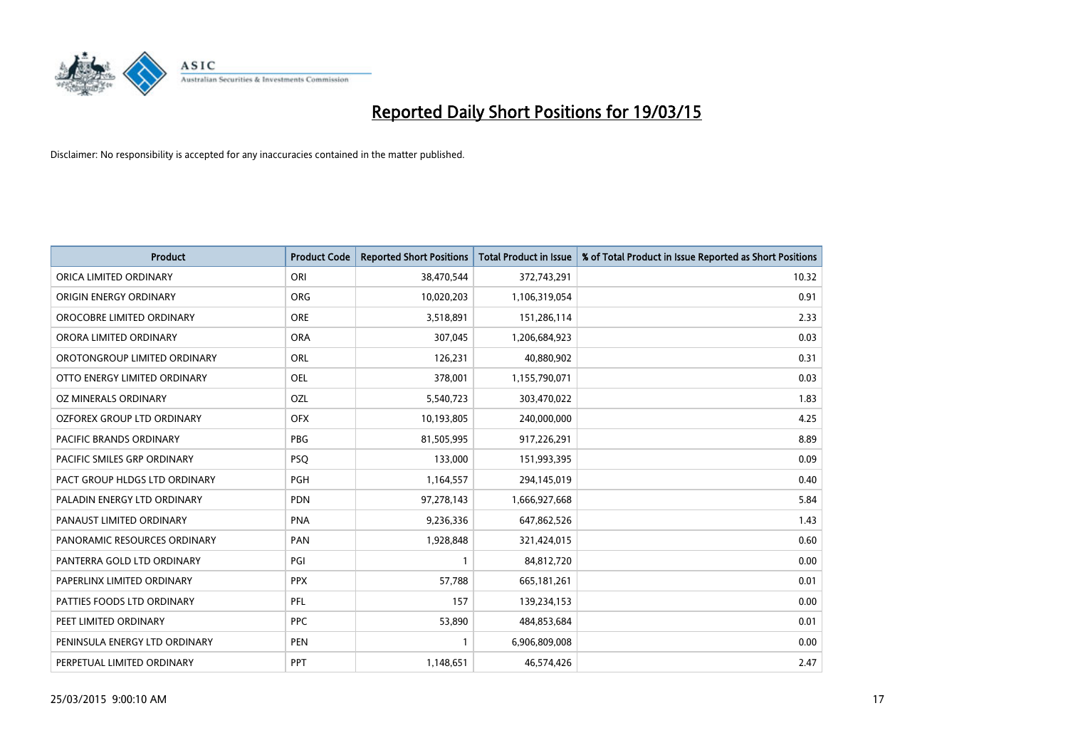# Reported Daily Short Positions for 19/03/15

Disclaimer: No responsibility is accepted for any inaccuracies contained in the matter published.

| Product | Product Code | Reported Short Positions | Total Product in Issue | % of Total Product in Issue Reported as Short Positions |
|---|---|---|---|---|
| ORICA LIMITED ORDINARY | ORI | 38,470,544 | 372,743,291 | 10.32 |
| ORIGIN ENERGY ORDINARY | ORG | 10,020,203 | 1,106,319,054 | 0.91 |
| OROCOBRE LIMITED ORDINARY | ORE | 3,518,891 | 151,286,114 | 2.33 |
| ORORA LIMITED ORDINARY | ORA | 307,045 | 1,206,684,923 | 0.03 |
| OROTONGROUP LIMITED ORDINARY | ORL | 126,231 | 40,880,902 | 0.31 |
| OTTO ENERGY LIMITED ORDINARY | OEL | 378,001 | 1,155,790,071 | 0.03 |
| OZ MINERALS ORDINARY | OZL | 5,540,723 | 303,470,022 | 1.83 |
| OZFOREX GROUP LTD ORDINARY | OFX | 10,193,805 | 240,000,000 | 4.25 |
| PACIFIC BRANDS ORDINARY | PBG | 81,505,995 | 917,226,291 | 8.89 |
| PACIFIC SMILES GRP ORDINARY | PSQ | 133,000 | 151,993,395 | 0.09 |
| PACT GROUP HLDGS LTD ORDINARY | PGH | 1,164,557 | 294,145,019 | 0.40 |
| PALADIN ENERGY LTD ORDINARY | PDN | 97,278,143 | 1,666,927,668 | 5.84 |
| PANAUST LIMITED ORDINARY | PNA | 9,236,336 | 647,862,526 | 1.43 |
| PANORAMIC RESOURCES ORDINARY | PAN | 1,928,848 | 321,424,015 | 0.60 |
| PANTERRA GOLD LTD ORDINARY | PGI | 1 | 84,812,720 | 0.00 |
| PAPERLINX LIMITED ORDINARY | PPX | 57,788 | 665,181,261 | 0.01 |
| PATTIES FOODS LTD ORDINARY | PFL | 157 | 139,234,153 | 0.00 |
| PEET LIMITED ORDINARY | PPC | 53,890 | 484,853,684 | 0.01 |
| PENINSULA ENERGY LTD ORDINARY | PEN | 1 | 6,906,809,008 | 0.00 |
| PERPETUAL LIMITED ORDINARY | PPT | 1,148,651 | 46,574,426 | 2.47 |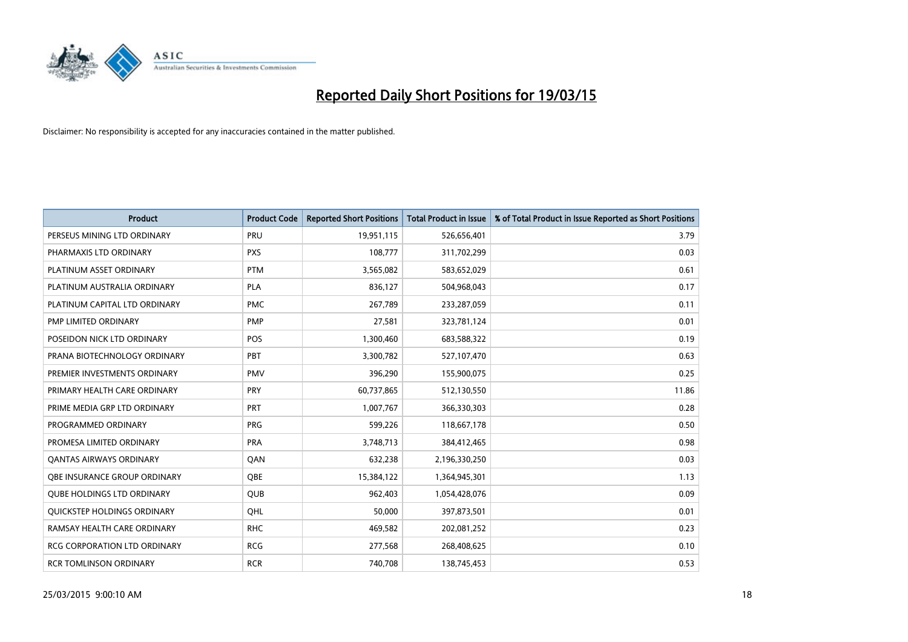# Reported Daily Short Positions for 19/03/15

Disclaimer: No responsibility is accepted for any inaccuracies contained in the matter published.

| Product | Product Code | Reported Short Positions | Total Product in Issue | % of Total Product in Issue Reported as Short Positions |
|---|---|---|---|---|
| PERSEUS MINING LTD ORDINARY | PRU | 19,951,115 | 526,656,401 | 3.79 |
| PHARMAXIS LTD ORDINARY | PXS | 108,777 | 311,702,299 | 0.03 |
| PLATINUM ASSET ORDINARY | PTM | 3,565,082 | 583,652,029 | 0.61 |
| PLATINUM AUSTRALIA ORDINARY | PLA | 836,127 | 504,968,043 | 0.17 |
| PLATINUM CAPITAL LTD ORDINARY | PMC | 267,789 | 233,287,059 | 0.11 |
| PMP LIMITED ORDINARY | PMP | 27,581 | 323,781,124 | 0.01 |
| POSEIDON NICK LTD ORDINARY | POS | 1,300,460 | 683,588,322 | 0.19 |
| PRANA BIOTECHNOLOGY ORDINARY | PBT | 3,300,782 | 527,107,470 | 0.63 |
| PREMIER INVESTMENTS ORDINARY | PMV | 396,290 | 155,900,075 | 0.25 |
| PRIMARY HEALTH CARE ORDINARY | PRY | 60,737,865 | 512,130,550 | 11.86 |
| PRIME MEDIA GRP LTD ORDINARY | PRT | 1,007,767 | 366,330,303 | 0.28 |
| PROGRAMMED ORDINARY | PRG | 599,226 | 118,667,178 | 0.50 |
| PROMESA LIMITED ORDINARY | PRA | 3,748,713 | 384,412,465 | 0.98 |
| QANTAS AIRWAYS ORDINARY | QAN | 632,238 | 2,196,330,250 | 0.03 |
| QBE INSURANCE GROUP ORDINARY | QBE | 15,384,122 | 1,364,945,301 | 1.13 |
| QUBE HOLDINGS LTD ORDINARY | QUB | 962,403 | 1,054,428,076 | 0.09 |
| QUICKSTEP HOLDINGS ORDINARY | QHL | 50,000 | 397,873,501 | 0.01 |
| RAMSAY HEALTH CARE ORDINARY | RHC | 469,582 | 202,081,252 | 0.23 |
| RCG CORPORATION LTD ORDINARY | RCG | 277,568 | 268,408,625 | 0.10 |
| RCR TOMLINSON ORDINARY | RCR | 740,708 | 138,745,453 | 0.53 |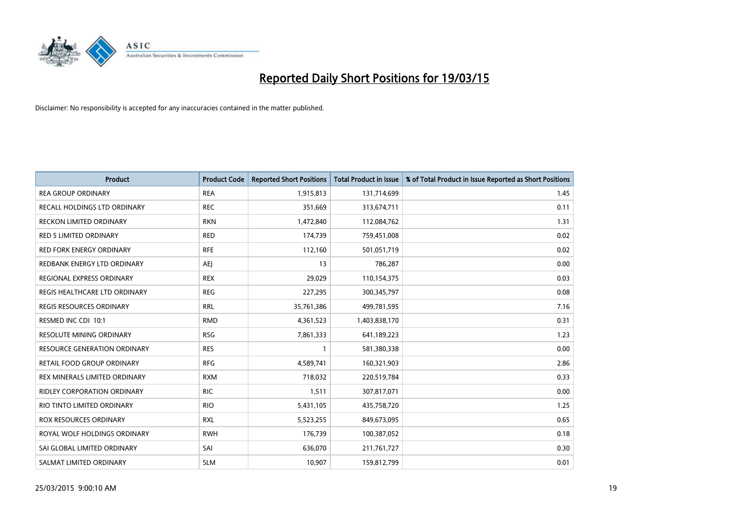# Reported Daily Short Positions for 19/03/15

Disclaimer: No responsibility is accepted for any inaccuracies contained in the matter published.

| Product | Product Code | Reported Short Positions | Total Product in Issue | % of Total Product in Issue Reported as Short Positions |
|---|---|---|---|---|
| REA GROUP ORDINARY | REA | 1,915,813 | 131,714,699 | 1.45 |
| RECALL HOLDINGS LTD ORDINARY | REC | 351,669 | 313,674,711 | 0.11 |
| RECKON LIMITED ORDINARY | RKN | 1,472,840 | 112,084,762 | 1.31 |
| RED 5 LIMITED ORDINARY | RED | 174,739 | 759,451,008 | 0.02 |
| RED FORK ENERGY ORDINARY | RFE | 112,160 | 501,051,719 | 0.02 |
| REDBANK ENERGY LTD ORDINARY | AEJ | 13 | 786,287 | 0.00 |
| REGIONAL EXPRESS ORDINARY | REX | 29,029 | 110,154,375 | 0.03 |
| REGIS HEALTHCARE LTD ORDINARY | REG | 227,295 | 300,345,797 | 0.08 |
| REGIS RESOURCES ORDINARY | RRL | 35,761,386 | 499,781,595 | 7.16 |
| RESMED INC CDI 10:1 | RMD | 4,361,523 | 1,403,838,170 | 0.31 |
| RESOLUTE MINING ORDINARY | RSG | 7,861,333 | 641,189,223 | 1.23 |
| RESOURCE GENERATION ORDINARY | RES | 1 | 581,380,338 | 0.00 |
| RETAIL FOOD GROUP ORDINARY | RFG | 4,589,741 | 160,321,903 | 2.86 |
| REX MINERALS LIMITED ORDINARY | RXM | 718,032 | 220,519,784 | 0.33 |
| RIDLEY CORPORATION ORDINARY | RIC | 1,511 | 307,817,071 | 0.00 |
| RIO TINTO LIMITED ORDINARY | RIO | 5,431,105 | 435,758,720 | 1.25 |
| ROX RESOURCES ORDINARY | RXL | 5,523,255 | 849,673,095 | 0.65 |
| ROYAL WOLF HOLDINGS ORDINARY | RWH | 176,739 | 100,387,052 | 0.18 |
| SAI GLOBAL LIMITED ORDINARY | SAI | 636,070 | 211,761,727 | 0.30 |
| SALMAT LIMITED ORDINARY | SLM | 10,907 | 159,812,799 | 0.01 |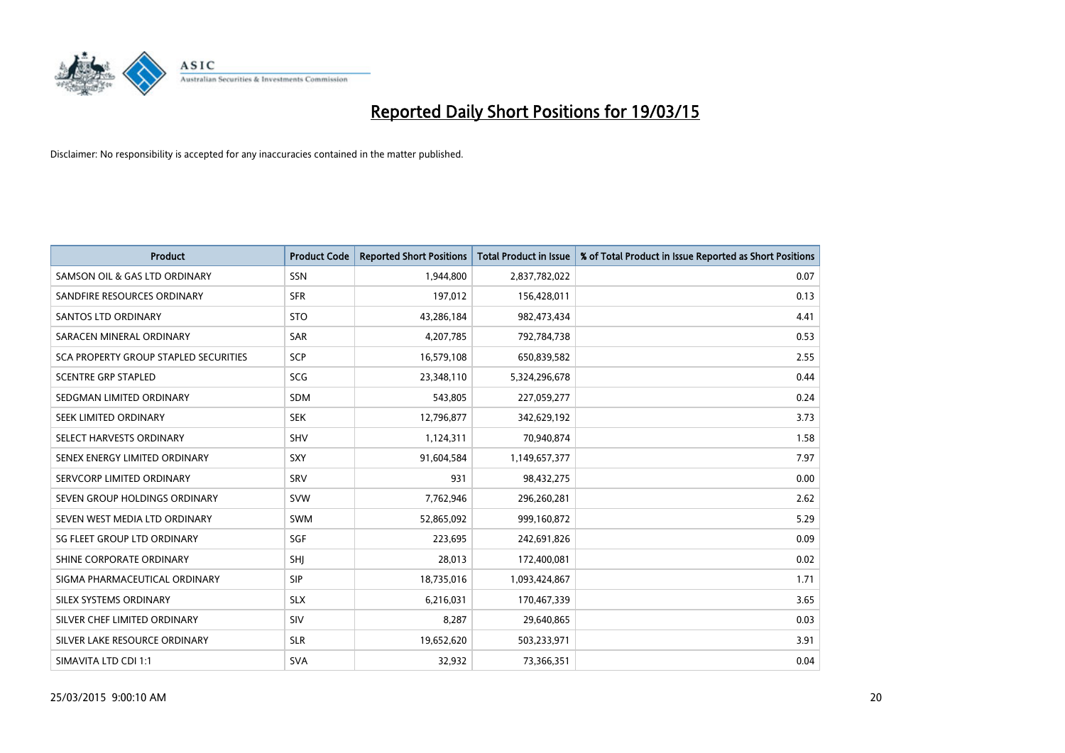# Reported Daily Short Positions for 19/03/15

Disclaimer: No responsibility is accepted for any inaccuracies contained in the matter published.

| Product | Product Code | Reported Short Positions | Total Product in Issue | % of Total Product in Issue Reported as Short Positions |
|---|---|---|---|---|
| SAMSON OIL & GAS LTD ORDINARY | SSN | 1,944,800 | 2,837,782,022 | 0.07 |
| SANDFIRE RESOURCES ORDINARY | SFR | 197,012 | 156,428,011 | 0.13 |
| SANTOS LTD ORDINARY | STO | 43,286,184 | 982,473,434 | 4.41 |
| SARACEN MINERAL ORDINARY | SAR | 4,207,785 | 792,784,738 | 0.53 |
| SCA PROPERTY GROUP STAPLED SECURITIES | SCP | 16,579,108 | 650,839,582 | 2.55 |
| SCENTRE GRP STAPLED | SCG | 23,348,110 | 5,324,296,678 | 0.44 |
| SEDGMAN LIMITED ORDINARY | SDM | 543,805 | 227,059,277 | 0.24 |
| SEEK LIMITED ORDINARY | SEK | 12,796,877 | 342,629,192 | 3.73 |
| SELECT HARVESTS ORDINARY | SHV | 1,124,311 | 70,940,874 | 1.58 |
| SENEX ENERGY LIMITED ORDINARY | SXY | 91,604,584 | 1,149,657,377 | 7.97 |
| SERVCORP LIMITED ORDINARY | SRV | 931 | 98,432,275 | 0.00 |
| SEVEN GROUP HOLDINGS ORDINARY | SVW | 7,762,946 | 296,260,281 | 2.62 |
| SEVEN WEST MEDIA LTD ORDINARY | SWM | 52,865,092 | 999,160,872 | 5.29 |
| SG FLEET GROUP LTD ORDINARY | SGF | 223,695 | 242,691,826 | 0.09 |
| SHINE CORPORATE ORDINARY | SHJ | 28,013 | 172,400,081 | 0.02 |
| SIGMA PHARMACEUTICAL ORDINARY | SIP | 18,735,016 | 1,093,424,867 | 1.71 |
| SILEX SYSTEMS ORDINARY | SLX | 6,216,031 | 170,467,339 | 3.65 |
| SILVER CHEF LIMITED ORDINARY | SIV | 8,287 | 29,640,865 | 0.03 |
| SILVER LAKE RESOURCE ORDINARY | SLR | 19,652,620 | 503,233,971 | 3.91 |
| SIMAVITA LTD CDI 1:1 | SVA | 32,932 | 73,366,351 | 0.04 |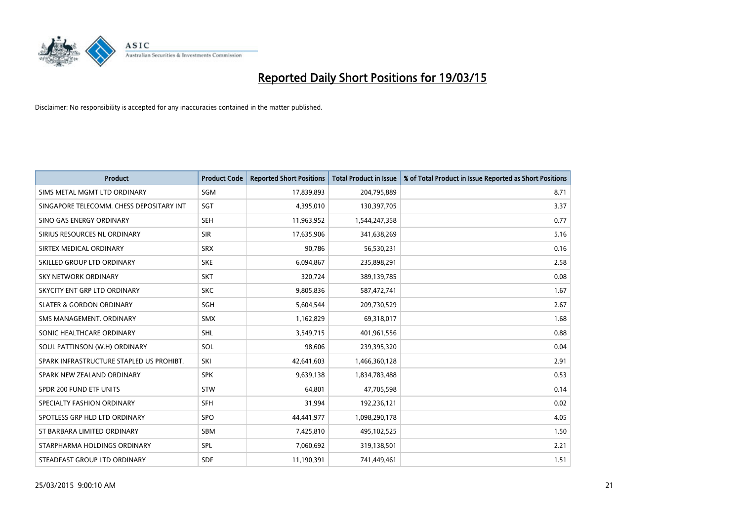# Reported Daily Short Positions for 19/03/15

Disclaimer: No responsibility is accepted for any inaccuracies contained in the matter published.

| Product | Product Code | Reported Short Positions | Total Product in Issue | % of Total Product in Issue Reported as Short Positions |
|---|---|---|---|---|
| SIMS METAL MGMT LTD ORDINARY | SGM | 17,839,893 | 204,795,889 | 8.71 |
| SINGAPORE TELECOMM. CHESS DEPOSITARY INT | SGT | 4,395,010 | 130,397,705 | 3.37 |
| SINO GAS ENERGY ORDINARY | SEH | 11,963,952 | 1,544,247,358 | 0.77 |
| SIRIUS RESOURCES NL ORDINARY | SIR | 17,635,906 | 341,638,269 | 5.16 |
| SIRTEX MEDICAL ORDINARY | SRX | 90,786 | 56,530,231 | 0.16 |
| SKILLED GROUP LTD ORDINARY | SKE | 6,094,867 | 235,898,291 | 2.58 |
| SKY NETWORK ORDINARY | SKT | 320,724 | 389,139,785 | 0.08 |
| SKYCITY ENT GRP LTD ORDINARY | SKC | 9,805,836 | 587,472,741 | 1.67 |
| SLATER & GORDON ORDINARY | SGH | 5,604,544 | 209,730,529 | 2.67 |
| SMS MANAGEMENT. ORDINARY | SMX | 1,162,829 | 69,318,017 | 1.68 |
| SONIC HEALTHCARE ORDINARY | SHL | 3,549,715 | 401,961,556 | 0.88 |
| SOUL PATTINSON (W.H) ORDINARY | SOL | 98,606 | 239,395,320 | 0.04 |
| SPARK INFRASTRUCTURE STAPLED US PROHIBT. | SKI | 42,641,603 | 1,466,360,128 | 2.91 |
| SPARK NEW ZEALAND ORDINARY | SPK | 9,639,138 | 1,834,783,488 | 0.53 |
| SPDR 200 FUND ETF UNITS | STW | 64,801 | 47,705,598 | 0.14 |
| SPECIALTY FASHION ORDINARY | SFH | 31,994 | 192,236,121 | 0.02 |
| SPOTLESS GRP HLD LTD ORDINARY | SPO | 44,441,977 | 1,098,290,178 | 4.05 |
| ST BARBARA LIMITED ORDINARY | SBM | 7,425,810 | 495,102,525 | 1.50 |
| STARPHARMA HOLDINGS ORDINARY | SPL | 7,060,692 | 319,138,501 | 2.21 |
| STEADFAST GROUP LTD ORDINARY | SDF | 11,190,391 | 741,449,461 | 1.51 |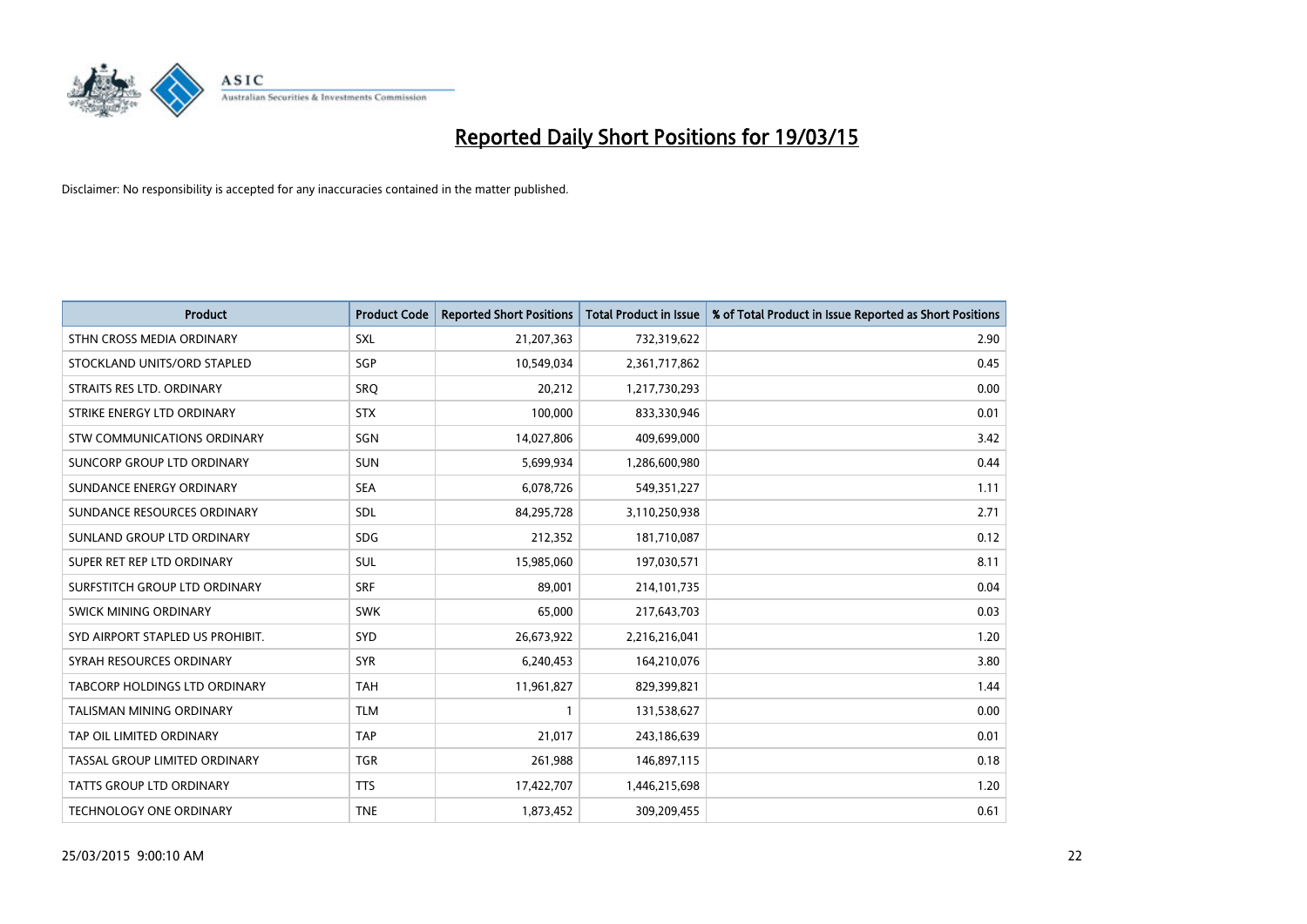# Reported Daily Short Positions for 19/03/15

Disclaimer: No responsibility is accepted for any inaccuracies contained in the matter published.

| Product | Product Code | Reported Short Positions | Total Product in Issue | % of Total Product in Issue Reported as Short Positions |
|---|---|---|---|---|
| STHN CROSS MEDIA ORDINARY | SXL | 21,207,363 | 732,319,622 | 2.90 |
| STOCKLAND UNITS/ORD STAPLED | SGP | 10,549,034 | 2,361,717,862 | 0.45 |
| STRAITS RES LTD. ORDINARY | SRQ | 20,212 | 1,217,730,293 | 0.00 |
| STRIKE ENERGY LTD ORDINARY | STX | 100,000 | 833,330,946 | 0.01 |
| STW COMMUNICATIONS ORDINARY | SGN | 14,027,806 | 409,699,000 | 3.42 |
| SUNCORP GROUP LTD ORDINARY | SUN | 5,699,934 | 1,286,600,980 | 0.44 |
| SUNDANCE ENERGY ORDINARY | SEA | 6,078,726 | 549,351,227 | 1.11 |
| SUNDANCE RESOURCES ORDINARY | SDL | 84,295,728 | 3,110,250,938 | 2.71 |
| SUNLAND GROUP LTD ORDINARY | SDG | 212,352 | 181,710,087 | 0.12 |
| SUPER RET REP LTD ORDINARY | SUL | 15,985,060 | 197,030,571 | 8.11 |
| SURFSTITCH GROUP LTD ORDINARY | SRF | 89,001 | 214,101,735 | 0.04 |
| SWICK MINING ORDINARY | SWK | 65,000 | 217,643,703 | 0.03 |
| SYD AIRPORT STAPLED US PROHIBIT. | SYD | 26,673,922 | 2,216,216,041 | 1.20 |
| SYRAH RESOURCES ORDINARY | SYR | 6,240,453 | 164,210,076 | 3.80 |
| TABCORP HOLDINGS LTD ORDINARY | TAH | 11,961,827 | 829,399,821 | 1.44 |
| TALISMAN MINING ORDINARY | TLM | 1 | 131,538,627 | 0.00 |
| TAP OIL LIMITED ORDINARY | TAP | 21,017 | 243,186,639 | 0.01 |
| TASSAL GROUP LIMITED ORDINARY | TGR | 261,988 | 146,897,115 | 0.18 |
| TATTS GROUP LTD ORDINARY | TTS | 17,422,707 | 1,446,215,698 | 1.20 |
| TECHNOLOGY ONE ORDINARY | TNE | 1,873,452 | 309,209,455 | 0.61 |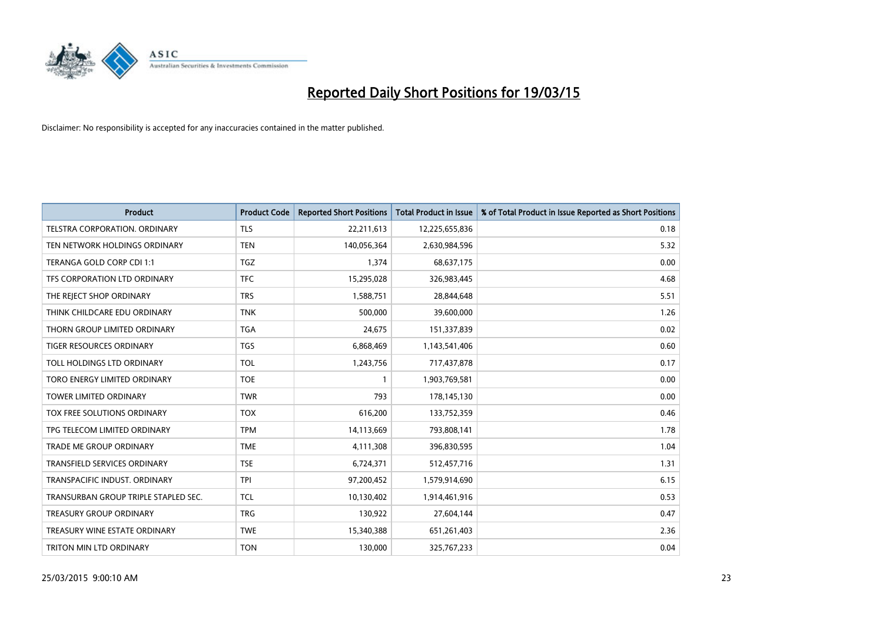# Reported Daily Short Positions for 19/03/15

Disclaimer: No responsibility is accepted for any inaccuracies contained in the matter published.

| Product | Product Code | Reported Short Positions | Total Product in Issue | % of Total Product in Issue Reported as Short Positions |
| --- | --- | --- | --- | --- |
| TELSTRA CORPORATION. ORDINARY | TLS | 22,211,613 | 12,225,655,836 | 0.18 |
| TEN NETWORK HOLDINGS ORDINARY | TEN | 140,056,364 | 2,630,984,596 | 5.32 |
| TERANGA GOLD CORP CDI 1:1 | TGZ | 1,374 | 68,637,175 | 0.00 |
| TFS CORPORATION LTD ORDINARY | TFC | 15,295,028 | 326,983,445 | 4.68 |
| THE REJECT SHOP ORDINARY | TRS | 1,588,751 | 28,844,648 | 5.51 |
| THINK CHILDCARE EDU ORDINARY | TNK | 500,000 | 39,600,000 | 1.26 |
| THORN GROUP LIMITED ORDINARY | TGA | 24,675 | 151,337,839 | 0.02 |
| TIGER RESOURCES ORDINARY | TGS | 6,868,469 | 1,143,541,406 | 0.60 |
| TOLL HOLDINGS LTD ORDINARY | TOL | 1,243,756 | 717,437,878 | 0.17 |
| TORO ENERGY LIMITED ORDINARY | TOE | 1 | 1,903,769,581 | 0.00 |
| TOWER LIMITED ORDINARY | TWR | 793 | 178,145,130 | 0.00 |
| TOX FREE SOLUTIONS ORDINARY | TOX | 616,200 | 133,752,359 | 0.46 |
| TPG TELECOM LIMITED ORDINARY | TPM | 14,113,669 | 793,808,141 | 1.78 |
| TRADE ME GROUP ORDINARY | TME | 4,111,308 | 396,830,595 | 1.04 |
| TRANSFIELD SERVICES ORDINARY | TSE | 6,724,371 | 512,457,716 | 1.31 |
| TRANSPACIFIC INDUST. ORDINARY | TPI | 97,200,452 | 1,579,914,690 | 6.15 |
| TRANSURBAN GROUP TRIPLE STAPLED SEC. | TCL | 10,130,402 | 1,914,461,916 | 0.53 |
| TREASURY GROUP ORDINARY | TRG | 130,922 | 27,604,144 | 0.47 |
| TREASURY WINE ESTATE ORDINARY | TWE | 15,340,388 | 651,261,403 | 2.36 |
| TRITON MIN LTD ORDINARY | TON | 130,000 | 325,767,233 | 0.04 |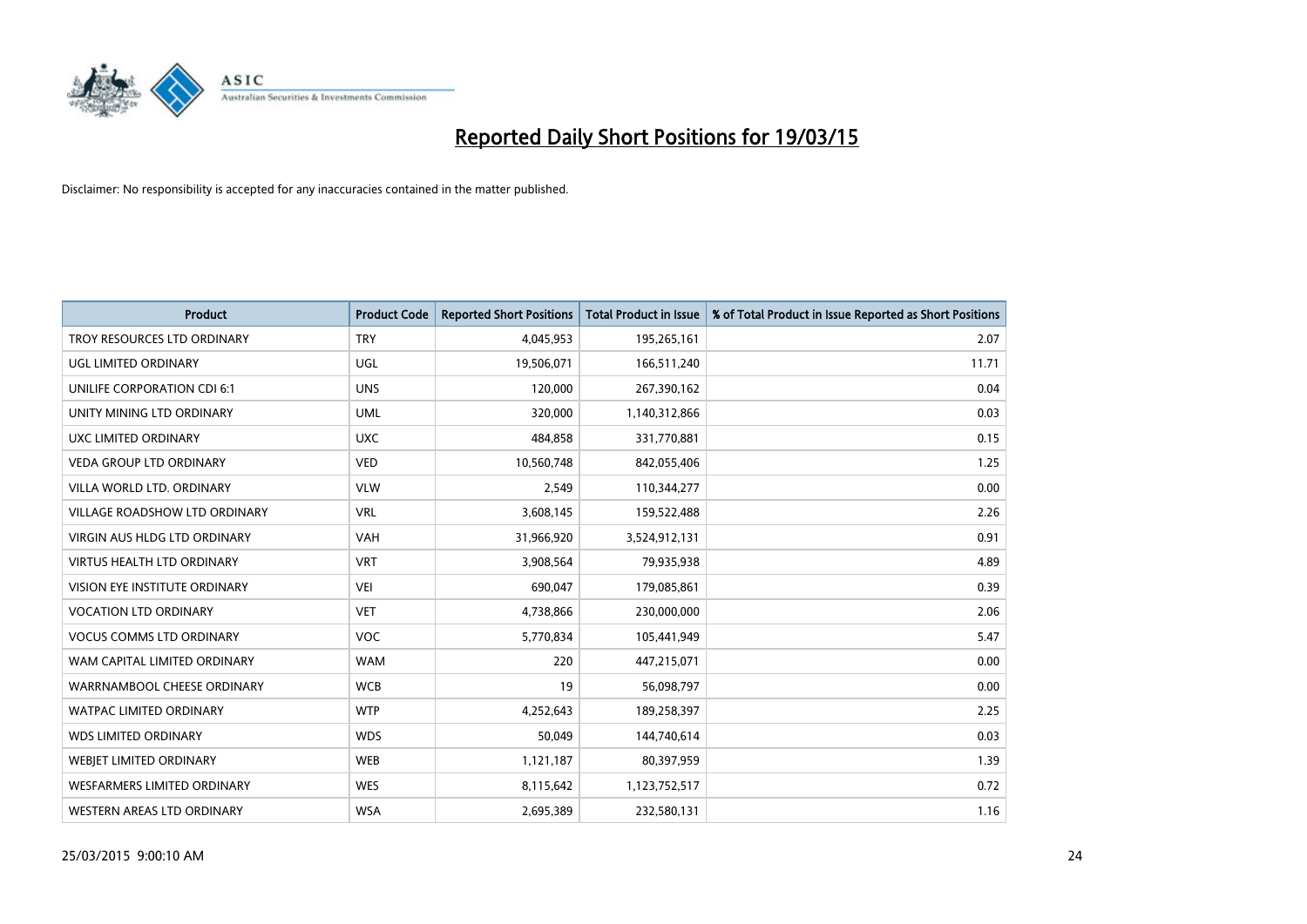# Reported Daily Short Positions for 19/03/15

Disclaimer: No responsibility is accepted for any inaccuracies contained in the matter published.

| Product | Product Code | Reported Short Positions | Total Product in Issue | % of Total Product in Issue Reported as Short Positions |
|---|---|---|---|---|
| TROY RESOURCES LTD ORDINARY | TRY | 4,045,953 | 195,265,161 | 2.07 |
| UGL LIMITED ORDINARY | UGL | 19,506,071 | 166,511,240 | 11.71 |
| UNILIFE CORPORATION CDI 6:1 | UNS | 120,000 | 267,390,162 | 0.04 |
| UNITY MINING LTD ORDINARY | UML | 320,000 | 1,140,312,866 | 0.03 |
| UXC LIMITED ORDINARY | UXC | 484,858 | 331,770,881 | 0.15 |
| VEDA GROUP LTD ORDINARY | VED | 10,560,748 | 842,055,406 | 1.25 |
| VILLA WORLD LTD. ORDINARY | VLW | 2,549 | 110,344,277 | 0.00 |
| VILLAGE ROADSHOW LTD ORDINARY | VRL | 3,608,145 | 159,522,488 | 2.26 |
| VIRGIN AUS HLDG LTD ORDINARY | VAH | 31,966,920 | 3,524,912,131 | 0.91 |
| VIRTUS HEALTH LTD ORDINARY | VRT | 3,908,564 | 79,935,938 | 4.89 |
| VISION EYE INSTITUTE ORDINARY | VEI | 690,047 | 179,085,861 | 0.39 |
| VOCATION LTD ORDINARY | VET | 4,738,866 | 230,000,000 | 2.06 |
| VOCUS COMMS LTD ORDINARY | VOC | 5,770,834 | 105,441,949 | 5.47 |
| WAM CAPITAL LIMITED ORDINARY | WAM | 220 | 447,215,071 | 0.00 |
| WARRNAMBOOL CHEESE ORDINARY | WCB | 19 | 56,098,797 | 0.00 |
| WATPAC LIMITED ORDINARY | WTP | 4,252,643 | 189,258,397 | 2.25 |
| WDS LIMITED ORDINARY | WDS | 50,049 | 144,740,614 | 0.03 |
| WEBJET LIMITED ORDINARY | WEB | 1,121,187 | 80,397,959 | 1.39 |
| WESFARMERS LIMITED ORDINARY | WES | 8,115,642 | 1,123,752,517 | 0.72 |
| WESTERN AREAS LTD ORDINARY | WSA | 2,695,389 | 232,580,131 | 1.16 |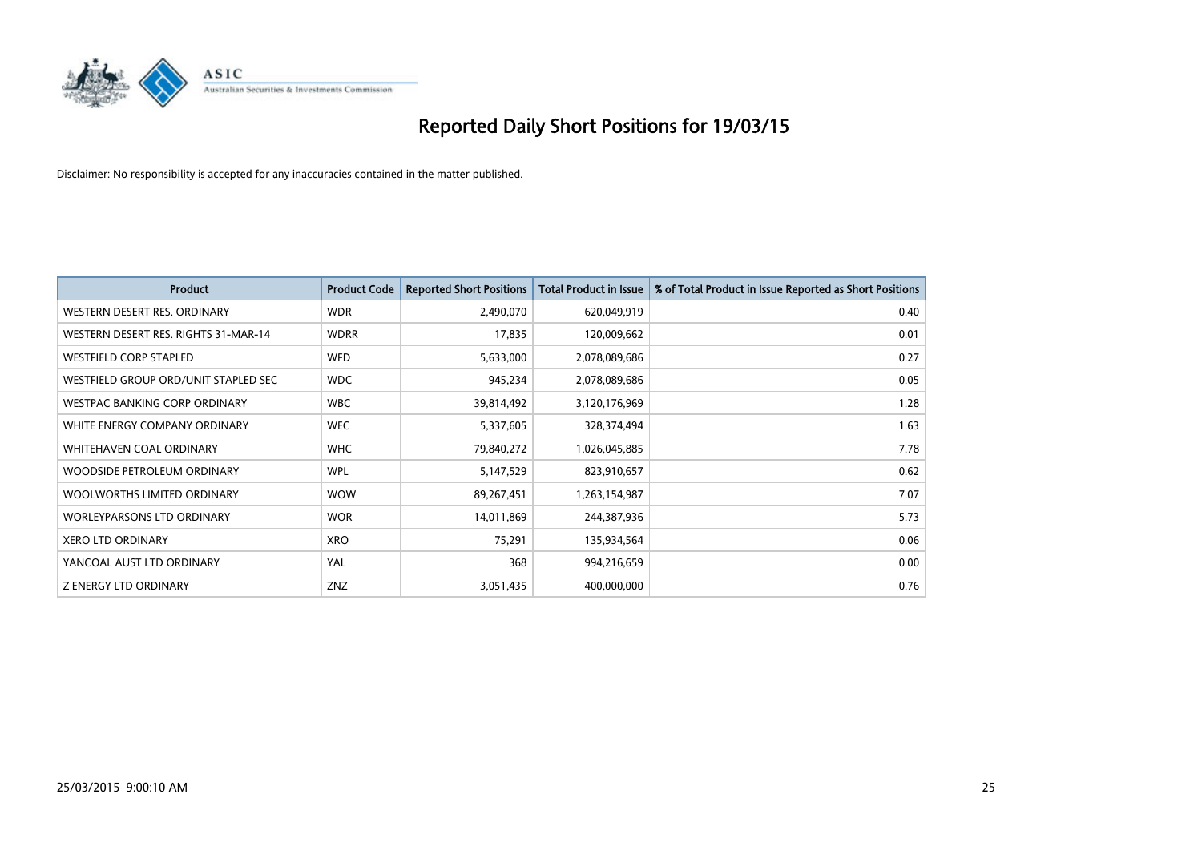# Reported Daily Short Positions for 19/03/15

Disclaimer: No responsibility is accepted for any inaccuracies contained in the matter published.

| Product | Product Code | Reported Short Positions | Total Product in Issue | % of Total Product in Issue Reported as Short Positions |
|---|---|---|---|---|
| WESTERN DESERT RES. ORDINARY | WDR | 2,490,070 | 620,049,919 | 0.40 |
| WESTERN DESERT RES. RIGHTS 31-MAR-14 | WDRR | 17,835 | 120,009,662 | 0.01 |
| WESTFIELD CORP STAPLED | WFD | 5,633,000 | 2,078,089,686 | 0.27 |
| WESTFIELD GROUP ORD/UNIT STAPLED SEC | WDC | 945,234 | 2,078,089,686 | 0.05 |
| WESTPAC BANKING CORP ORDINARY | WBC | 39,814,492 | 3,120,176,969 | 1.28 |
| WHITE ENERGY COMPANY ORDINARY | WEC | 5,337,605 | 328,374,494 | 1.63 |
| WHITEHAVEN COAL ORDINARY | WHC | 79,840,272 | 1,026,045,885 | 7.78 |
| WOODSIDE PETROLEUM ORDINARY | WPL | 5,147,529 | 823,910,657 | 0.62 |
| WOOLWORTHS LIMITED ORDINARY | WOW | 89,267,451 | 1,263,154,987 | 7.07 |
| WORLEYPARSONS LTD ORDINARY | WOR | 14,011,869 | 244,387,936 | 5.73 |
| XERO LTD ORDINARY | XRO | 75,291 | 135,934,564 | 0.06 |
| YANCOAL AUST LTD ORDINARY | YAL | 368 | 994,216,659 | 0.00 |
| Z ENERGY LTD ORDINARY | ZNZ | 3,051,435 | 400,000,000 | 0.76 |